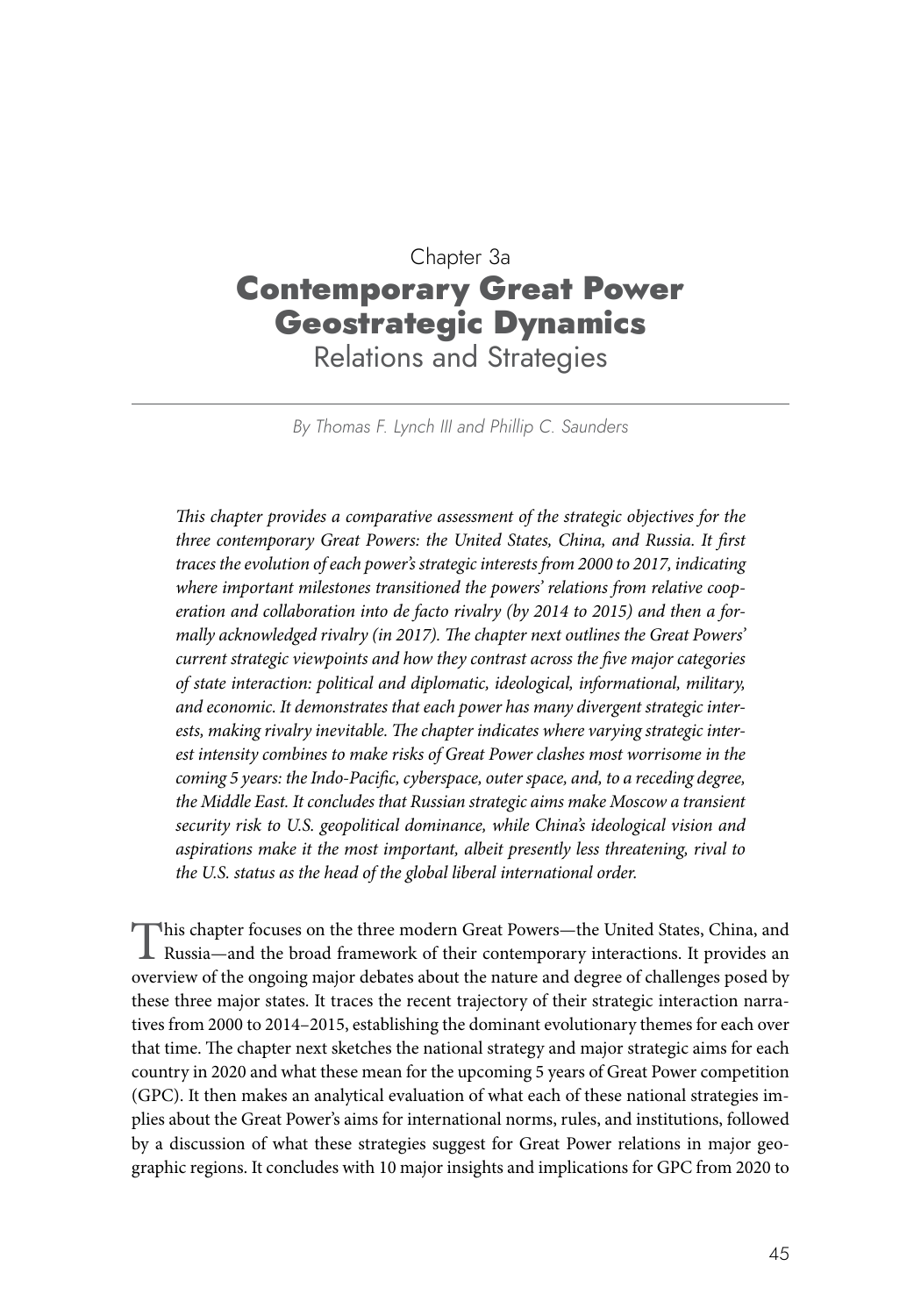Chapter 3a

# Contemporary Great Power Geostrategic Dynamics

## Relations and Strategies

*By Thomas F. Lynch III and Phillip C. Saunders*

*This chapter provides a comparative assessment of the strategic objectives for the three contemporary Great Powers: the United States, China, and Russia. It first traces the evolution of each power's strategic interests from 2000 to 2017, indicating where important milestones transitioned the powers' relations from relative cooperation and collaboration into de facto rivalry (by 2014 to 2015) and then a formally acknowledged rivalry (in 2017). The chapter next outlines the Great Powers' current strategic viewpoints and how they contrast across the five major categories of state interaction: political and diplomatic, ideological, informational, military, and economic. It demonstrates that each power has many divergent strategic interests, making rivalry inevitable. The chapter indicates where varying strategic interest intensity combines to make risks of Great Power clashes most worrisome in the coming 5 years: the Indo-Pacific, cyberspace, outer space, and, to a receding degree, the Middle East. It concludes that Russian strategic aims make Moscow a transient security risk to U.S. geopolitical dominance, while China's ideological vision and aspirations make it the most important, albeit presently less threatening, rival to the U.S. status as the head of the global liberal international order.*

This chapter focuses on the three modern Great Powers—the United States, China, and Russia—and the broad framework of their contemporary interactions. It provides an overview of the ongoing major debates about the nature and degree of challenges posed by these three major states. It traces the recent trajectory of their strategic interaction narratives from 2000 to 2014–2015, establishing the dominant evolutionary themes for each over that time. The chapter next sketches the national strategy and major strategic aims for each country in 2020 and what these mean for the upcoming 5 years of Great Power competition (GPC). It then makes an analytical evaluation of what each of these national strategies implies about the Great Power's aims for international norms, rules, and institutions, followed by a discussion of what these strategies suggest for Great Power relations in major geographic regions. It concludes with 10 major insights and implications for GPC from 2020 to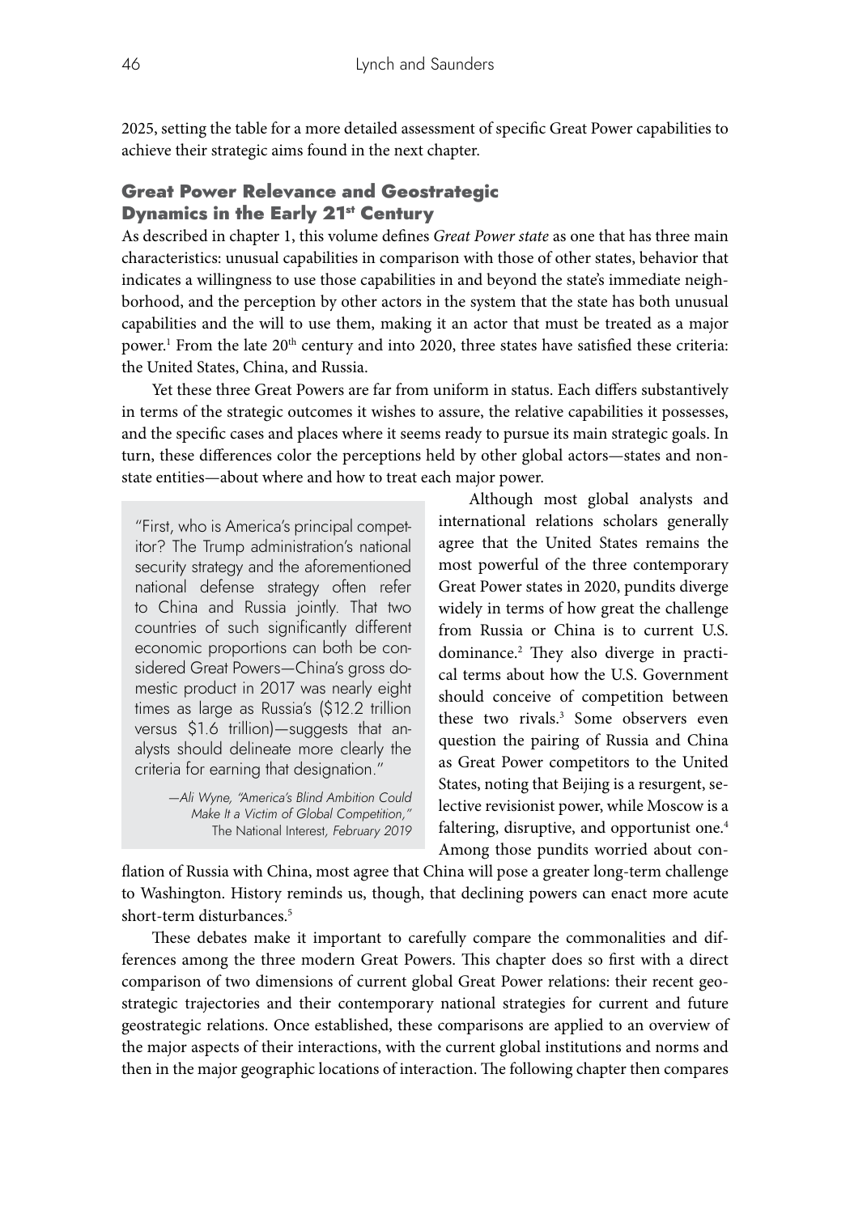2025, setting the table for a more detailed assessment of specific Great Power capabilities to achieve their strategic aims found in the next chapter.

## Great Power Relevance and Geostrategic Dynamics in the Early 21st Century

As described in chapter 1, this volume defines *Great Power state* as one that has three main characteristics: unusual capabilities in comparison with those of other states, behavior that indicates a willingness to use those capabilities in and beyond the state's immediate neighborhood, and the perception by other actors in the system that the state has both unusual capabilities and the will to use them, making it an actor that must be treated as a major power.[1] From the late 20th century and into 2020, three states have satisfied these criteria: the United States, China, and Russia.

Yet these three Great Powers are far from uniform in status. Each differs substantively in terms of the strategic outcomes it wishes to assure, the relative capabilities it possesses, and the specific cases and places where it seems ready to pursue its main strategic goals. In turn, these differences color the perceptions held by other global actors—states and nonstate entities—about where and how to treat each major power.

> "First, who is America's principal competitor? The Trump administration's national security strategy and the aforementioned national defense strategy often refer to China and Russia jointly. That two countries of such significantly different economic proportions can both be considered Great Powers—China's gross domestic product in 2017 was nearly eight times as large as Russia's ($12.2 trillion versus $1.6 trillion)—suggests that analysts should delineate more clearly the criteria for earning that designation."
>
> —*Ali Wyne, "America's Blind Ambition Could Make It a Victim of Global Competition,"* The National Interest, *February 2019*

Although most global analysts and international relations scholars generally agree that the United States remains the most powerful of the three contemporary Great Power states in 2020, pundits diverge widely in terms of how great the challenge from Russia or China is to current U.S. dominance.[2] They also diverge in practical terms about how the U.S. Government should conceive of competition between these two rivals.[3] Some observers even question the pairing of Russia and China as Great Power competitors to the United States, noting that Beijing is a resurgent, selective revisionist power, while Moscow is a faltering, disruptive, and opportunist one.[4] Among those pundits worried about conflation of Russia with China, most agree that China will pose a greater long-term challenge to Washington. History reminds us, though, that declining powers can enact more acute short-term disturbances.[5]

These debates make it important to carefully compare the commonalities and differences among the three modern Great Powers. This chapter does so first with a direct comparison of two dimensions of current global Great Power relations: their recent geostrategic trajectories and their contemporary national strategies for current and future geostrategic relations. Once established, these comparisons are applied to an overview of the major aspects of their interactions, with the current global institutions and norms and then in the major geographic locations of interaction. The following chapter then compares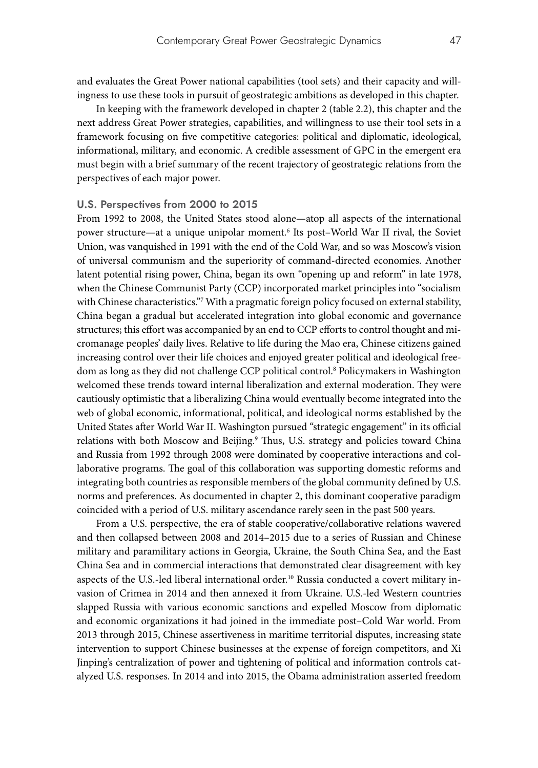and evaluates the Great Power national capabilities (tool sets) and their capacity and willingness to use these tools in pursuit of geostrategic ambitions as developed in this chapter.

In keeping with the framework developed in chapter 2 (table 2.2), this chapter and the next address Great Power strategies, capabilities, and willingness to use their tool sets in a framework focusing on five competitive categories: political and diplomatic, ideological, informational, military, and economic. A credible assessment of GPC in the emergent era must begin with a brief summary of the recent trajectory of geostrategic relations from the perspectives of each major power.

## U.S. Perspectives from 2000 to 2015

From 1992 to 2008, the United States stood alone—atop all aspects of the international power structure—at a unique unipolar moment.[6] Its post–World War II rival, the Soviet Union, was vanquished in 1991 with the end of the Cold War, and so was Moscow's vision of universal communism and the superiority of command-directed economies. Another latent potential rising power, China, began its own "opening up and reform" in late 1978, when the Chinese Communist Party (CCP) incorporated market principles into "socialism with Chinese characteristics."[7] With a pragmatic foreign policy focused on external stability, China began a gradual but accelerated integration into global economic and governance structures; this effort was accompanied by an end to CCP efforts to control thought and micromanage peoples' daily lives. Relative to life during the Mao era, Chinese citizens gained increasing control over their life choices and enjoyed greater political and ideological freedom as long as they did not challenge CCP political control.[8] Policymakers in Washington welcomed these trends toward internal liberalization and external moderation. They were cautiously optimistic that a liberalizing China would eventually become integrated into the web of global economic, informational, political, and ideological norms established by the United States after World War II. Washington pursued "strategic engagement" in its official relations with both Moscow and Beijing.[9] Thus, U.S. strategy and policies toward China and Russia from 1992 through 2008 were dominated by cooperative interactions and collaborative programs. The goal of this collaboration was supporting domestic reforms and integrating both countries as responsible members of the global community defined by U.S. norms and preferences. As documented in chapter 2, this dominant cooperative paradigm coincided with a period of U.S. military ascendance rarely seen in the past 500 years.

From a U.S. perspective, the era of stable cooperative/collaborative relations wavered and then collapsed between 2008 and 2014–2015 due to a series of Russian and Chinese military and paramilitary actions in Georgia, Ukraine, the South China Sea, and the East China Sea and in commercial interactions that demonstrated clear disagreement with key aspects of the U.S.-led liberal international order.[10] Russia conducted a covert military invasion of Crimea in 2014 and then annexed it from Ukraine. U.S.-led Western countries slapped Russia with various economic sanctions and expelled Moscow from diplomatic and economic organizations it had joined in the immediate post–Cold War world. From 2013 through 2015, Chinese assertiveness in maritime territorial disputes, increasing state intervention to support Chinese businesses at the expense of foreign competitors, and Xi Jinping's centralization of power and tightening of political and information controls catalyzed U.S. responses. In 2014 and into 2015, the Obama administration asserted freedom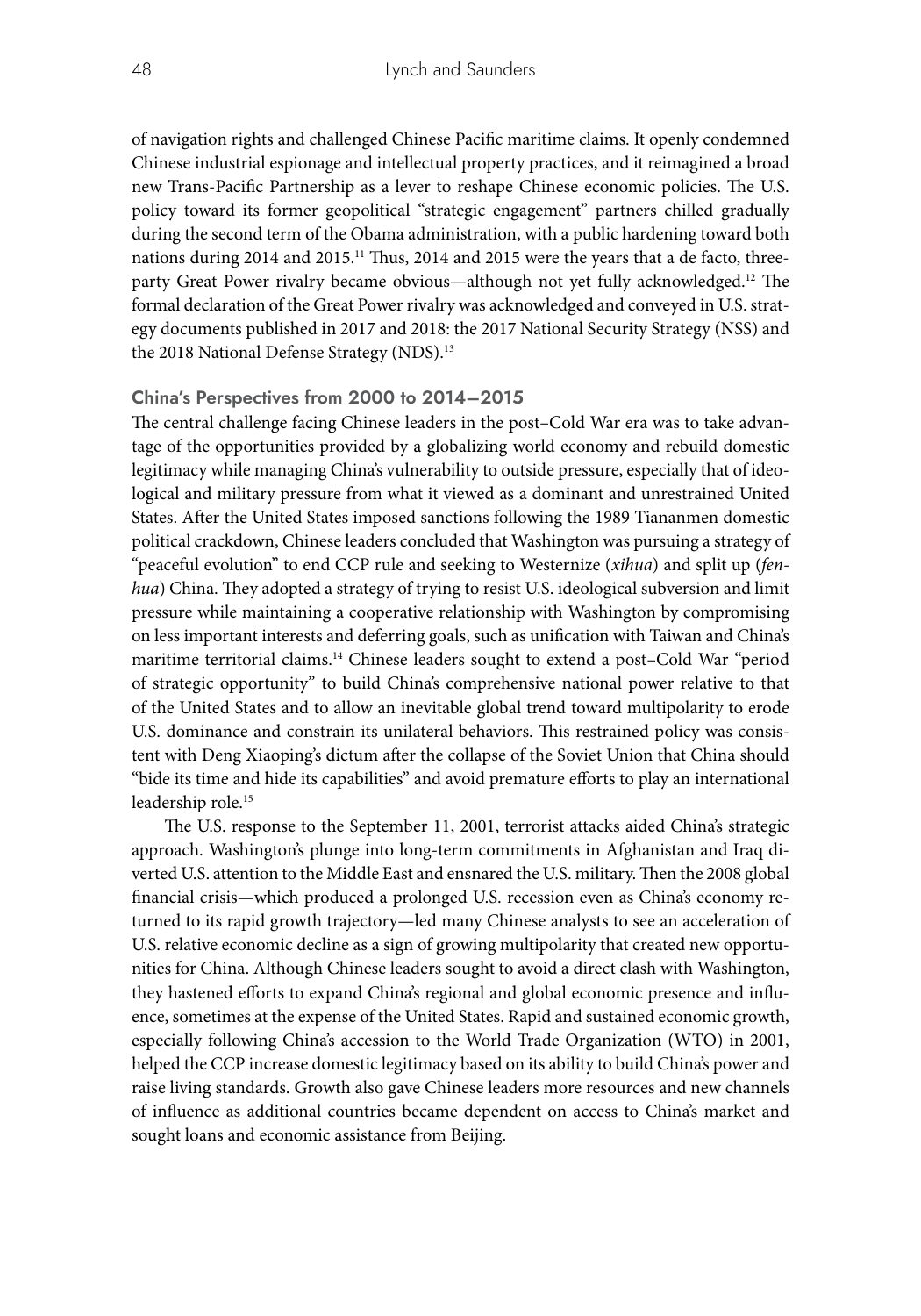of navigation rights and challenged Chinese Pacific maritime claims. It openly condemned Chinese industrial espionage and intellectual property practices, and it reimagined a broad new Trans-Pacific Partnership as a lever to reshape Chinese economic policies. The U.S. policy toward its former geopolitical "strategic engagement" partners chilled gradually during the second term of the Obama administration, with a public hardening toward both nations during 2014 and 2015.[11] Thus, 2014 and 2015 were the years that a de facto, three-party Great Power rivalry became obvious—although not yet fully acknowledged.[12] The formal declaration of the Great Power rivalry was acknowledged and conveyed in U.S. strategy documents published in 2017 and 2018: the 2017 National Security Strategy (NSS) and the 2018 National Defense Strategy (NDS).[13]

### China's Perspectives from 2000 to 2014–2015

The central challenge facing Chinese leaders in the post–Cold War era was to take advantage of the opportunities provided by a globalizing world economy and rebuild domestic legitimacy while managing China's vulnerability to outside pressure, especially that of ideological and military pressure from what it viewed as a dominant and unrestrained United States. After the United States imposed sanctions following the 1989 Tiananmen domestic political crackdown, Chinese leaders concluded that Washington was pursuing a strategy of "peaceful evolution" to end CCP rule and seeking to Westernize (*xihua*) and split up (*fenhua*) China. They adopted a strategy of trying to resist U.S. ideological subversion and limit pressure while maintaining a cooperative relationship with Washington by compromising on less important interests and deferring goals, such as unification with Taiwan and China's maritime territorial claims.[14] Chinese leaders sought to extend a post–Cold War "period of strategic opportunity" to build China's comprehensive national power relative to that of the United States and to allow an inevitable global trend toward multipolarity to erode U.S. dominance and constrain its unilateral behaviors. This restrained policy was consistent with Deng Xiaoping's dictum after the collapse of the Soviet Union that China should "bide its time and hide its capabilities" and avoid premature efforts to play an international leadership role.[15]

The U.S. response to the September 11, 2001, terrorist attacks aided China's strategic approach. Washington's plunge into long-term commitments in Afghanistan and Iraq diverted U.S. attention to the Middle East and ensnared the U.S. military. Then the 2008 global financial crisis—which produced a prolonged U.S. recession even as China's economy returned to its rapid growth trajectory—led many Chinese analysts to see an acceleration of U.S. relative economic decline as a sign of growing multipolarity that created new opportunities for China. Although Chinese leaders sought to avoid a direct clash with Washington, they hastened efforts to expand China's regional and global economic presence and influence, sometimes at the expense of the United States. Rapid and sustained economic growth, especially following China's accession to the World Trade Organization (WTO) in 2001, helped the CCP increase domestic legitimacy based on its ability to build China's power and raise living standards. Growth also gave Chinese leaders more resources and new channels of influence as additional countries became dependent on access to China's market and sought loans and economic assistance from Beijing.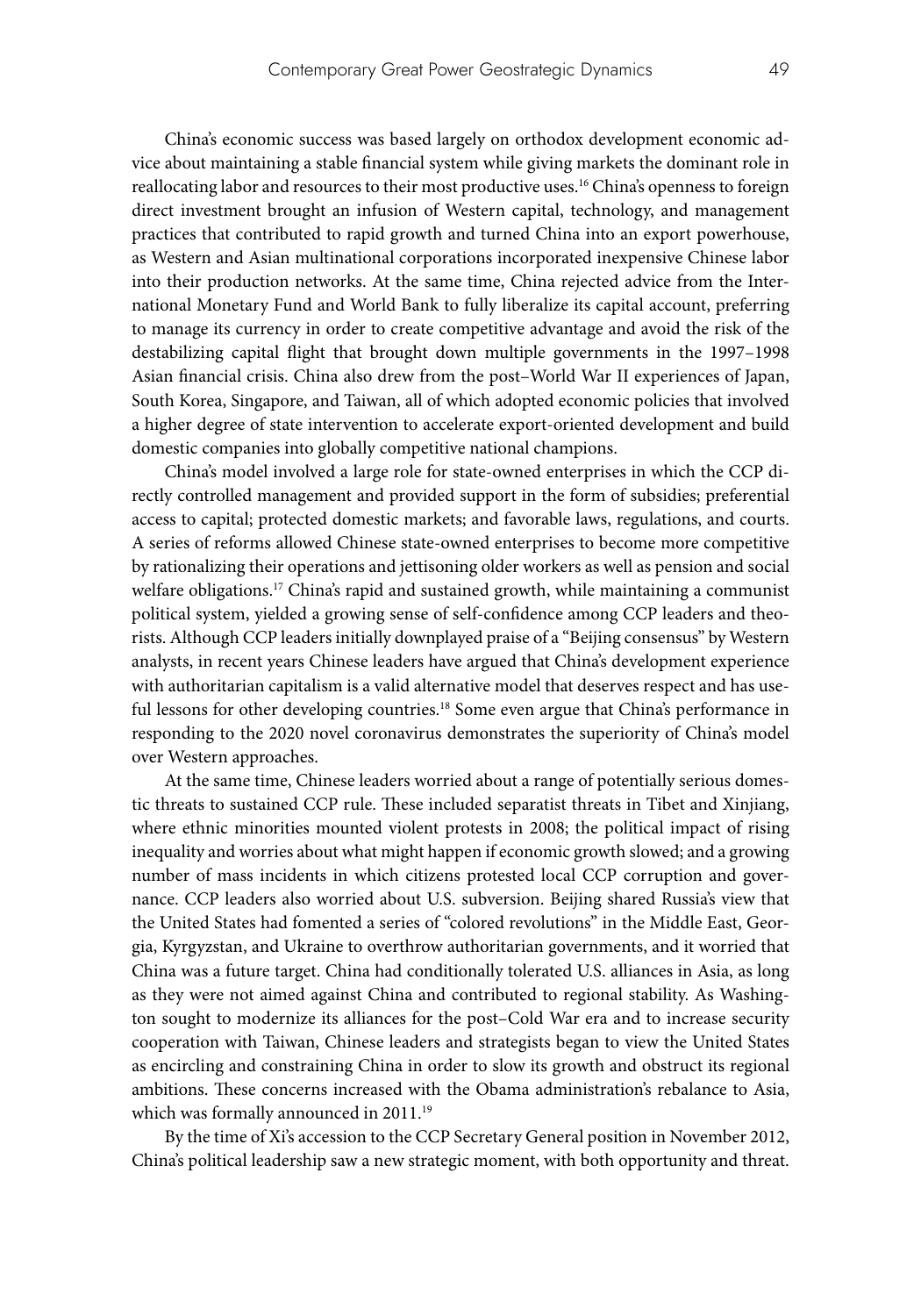China's economic success was based largely on orthodox development economic advice about maintaining a stable financial system while giving markets the dominant role in reallocating labor and resources to their most productive uses.[16] China's openness to foreign direct investment brought an infusion of Western capital, technology, and management practices that contributed to rapid growth and turned China into an export powerhouse, as Western and Asian multinational corporations incorporated inexpensive Chinese labor into their production networks. At the same time, China rejected advice from the International Monetary Fund and World Bank to fully liberalize its capital account, preferring to manage its currency in order to create competitive advantage and avoid the risk of the destabilizing capital flight that brought down multiple governments in the 1997–1998 Asian financial crisis. China also drew from the post–World War II experiences of Japan, South Korea, Singapore, and Taiwan, all of which adopted economic policies that involved a higher degree of state intervention to accelerate export-oriented development and build domestic companies into globally competitive national champions.

China's model involved a large role for state-owned enterprises in which the CCP directly controlled management and provided support in the form of subsidies; preferential access to capital; protected domestic markets; and favorable laws, regulations, and courts. A series of reforms allowed Chinese state-owned enterprises to become more competitive by rationalizing their operations and jettisoning older workers as well as pension and social welfare obligations.[17] China's rapid and sustained growth, while maintaining a communist political system, yielded a growing sense of self-confidence among CCP leaders and theorists. Although CCP leaders initially downplayed praise of a "Beijing consensus" by Western analysts, in recent years Chinese leaders have argued that China's development experience with authoritarian capitalism is a valid alternative model that deserves respect and has useful lessons for other developing countries.[18] Some even argue that China's performance in responding to the 2020 novel coronavirus demonstrates the superiority of China's model over Western approaches.

At the same time, Chinese leaders worried about a range of potentially serious domestic threats to sustained CCP rule. These included separatist threats in Tibet and Xinjiang, where ethnic minorities mounted violent protests in 2008; the political impact of rising inequality and worries about what might happen if economic growth slowed; and a growing number of mass incidents in which citizens protested local CCP corruption and governance. CCP leaders also worried about U.S. subversion. Beijing shared Russia's view that the United States had fomented a series of "colored revolutions" in the Middle East, Georgia, Kyrgyzstan, and Ukraine to overthrow authoritarian governments, and it worried that China was a future target. China had conditionally tolerated U.S. alliances in Asia, as long as they were not aimed against China and contributed to regional stability. As Washington sought to modernize its alliances for the post–Cold War era and to increase security cooperation with Taiwan, Chinese leaders and strategists began to view the United States as encircling and constraining China in order to slow its growth and obstruct its regional ambitions. These concerns increased with the Obama administration's rebalance to Asia, which was formally announced in 2011.[19]

By the time of Xi's accession to the CCP Secretary General position in November 2012, China's political leadership saw a new strategic moment, with both opportunity and threat.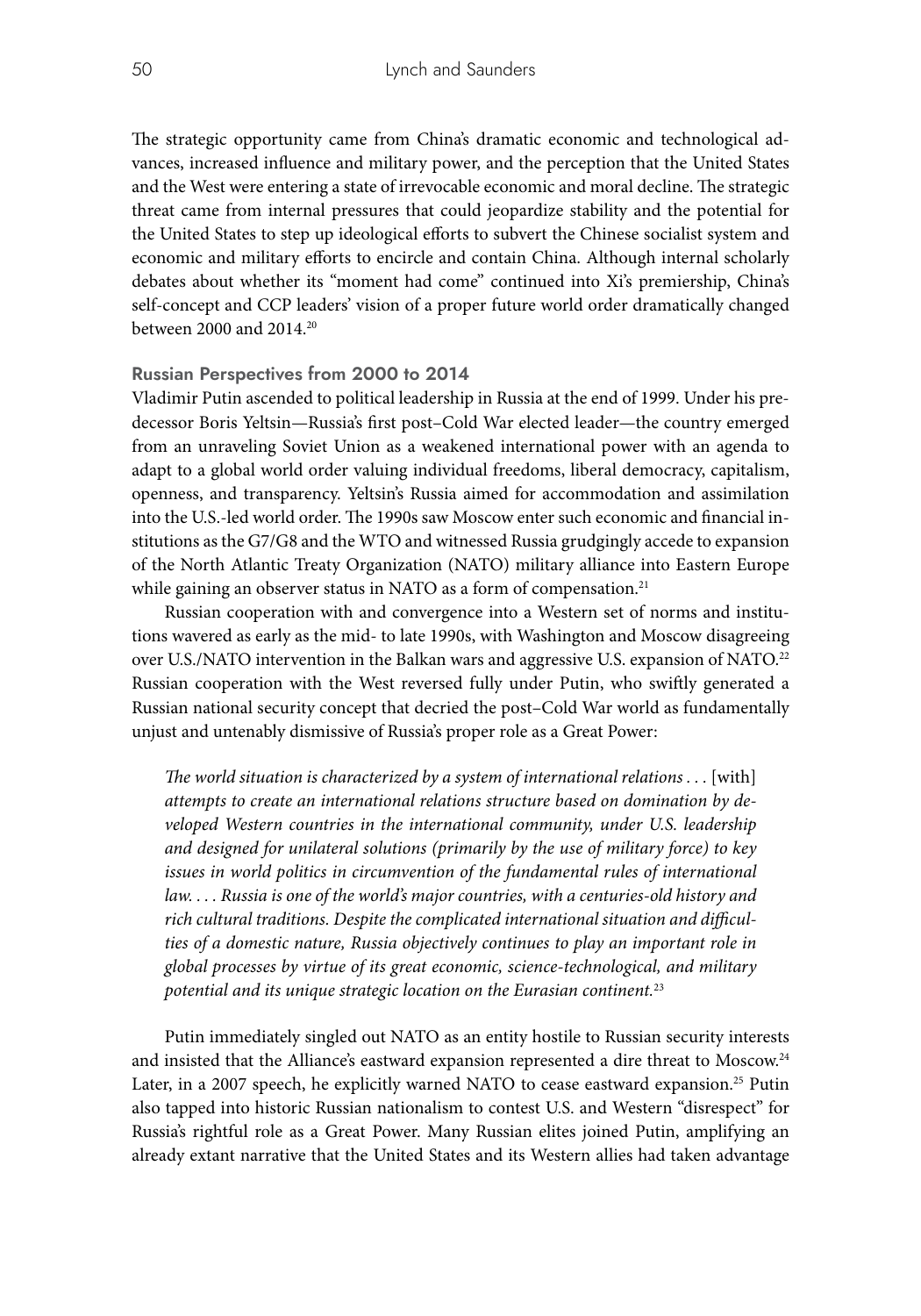The strategic opportunity came from China's dramatic economic and technological advances, increased influence and military power, and the perception that the United States and the West were entering a state of irrevocable economic and moral decline. The strategic threat came from internal pressures that could jeopardize stability and the potential for the United States to step up ideological efforts to subvert the Chinese socialist system and economic and military efforts to encircle and contain China. Although internal scholarly debates about whether its "moment had come" continued into Xi's premiership, China's self-concept and CCP leaders' vision of a proper future world order dramatically changed between 2000 and 2014.[20]

### Russian Perspectives from 2000 to 2014

Vladimir Putin ascended to political leadership in Russia at the end of 1999. Under his predecessor Boris Yeltsin—Russia's first post–Cold War elected leader—the country emerged from an unraveling Soviet Union as a weakened international power with an agenda to adapt to a global world order valuing individual freedoms, liberal democracy, capitalism, openness, and transparency. Yeltsin's Russia aimed for accommodation and assimilation into the U.S.-led world order. The 1990s saw Moscow enter such economic and financial institutions as the G7/G8 and the WTO and witnessed Russia grudgingly accede to expansion of the North Atlantic Treaty Organization (NATO) military alliance into Eastern Europe while gaining an observer status in NATO as a form of compensation.[21]

Russian cooperation with and convergence into a Western set of norms and institutions wavered as early as the mid- to late 1990s, with Washington and Moscow disagreeing over U.S./NATO intervention in the Balkan wars and aggressive U.S. expansion of NATO.[22] Russian cooperation with the West reversed fully under Putin, who swiftly generated a Russian national security concept that decried the post–Cold War world as fundamentally unjust and untenably dismissive of Russia's proper role as a Great Power:

> *The world situation is characterized by a system of international relations . . .* [with] *attempts to create an international relations structure based on domination by developed Western countries in the international community, under U.S. leadership and designed for unilateral solutions (primarily by the use of military force) to key issues in world politics in circumvention of the fundamental rules of international law. . . . Russia is one of the world's major countries, with a centuries-old history and rich cultural traditions. Despite the complicated international situation and difficulties of a domestic nature, Russia objectively continues to play an important role in global processes by virtue of its great economic, science-technological, and military potential and its unique strategic location on the Eurasian continent.*[23]

Putin immediately singled out NATO as an entity hostile to Russian security interests and insisted that the Alliance's eastward expansion represented a dire threat to Moscow.[24] Later, in a 2007 speech, he explicitly warned NATO to cease eastward expansion.[25] Putin also tapped into historic Russian nationalism to contest U.S. and Western "disrespect" for Russia's rightful role as a Great Power. Many Russian elites joined Putin, amplifying an already extant narrative that the United States and its Western allies had taken advantage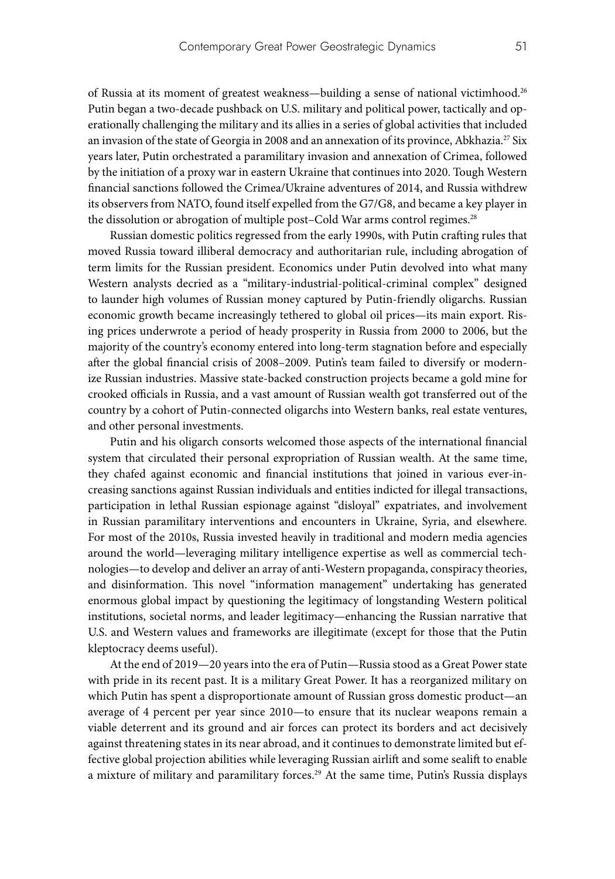of Russia at its moment of greatest weakness—building a sense of national victimhood.[26] Putin began a two-decade pushback on U.S. military and political power, tactically and operationally challenging the military and its allies in a series of global activities that included an invasion of the state of Georgia in 2008 and an annexation of its province, Abkhazia.[27] Six years later, Putin orchestrated a paramilitary invasion and annexation of Crimea, followed by the initiation of a proxy war in eastern Ukraine that continues into 2020. Tough Western financial sanctions followed the Crimea/Ukraine adventures of 2014, and Russia withdrew its observers from NATO, found itself expelled from the G7/G8, and became a key player in the dissolution or abrogation of multiple post–Cold War arms control regimes.[28]

Russian domestic politics regressed from the early 1990s, with Putin crafting rules that moved Russia toward illiberal democracy and authoritarian rule, including abrogation of term limits for the Russian president. Economics under Putin devolved into what many Western analysts decried as a "military-industrial-political-criminal complex" designed to launder high volumes of Russian money captured by Putin-friendly oligarchs. Russian economic growth became increasingly tethered to global oil prices—its main export. Rising prices underwrote a period of heady prosperity in Russia from 2000 to 2006, but the majority of the country's economy entered into long-term stagnation before and especially after the global financial crisis of 2008–2009. Putin's team failed to diversify or modernize Russian industries. Massive state-backed construction projects became a gold mine for crooked officials in Russia, and a vast amount of Russian wealth got transferred out of the country by a cohort of Putin-connected oligarchs into Western banks, real estate ventures, and other personal investments.

Putin and his oligarch consorts welcomed those aspects of the international financial system that circulated their personal expropriation of Russian wealth. At the same time, they chafed against economic and financial institutions that joined in various ever-increasing sanctions against Russian individuals and entities indicted for illegal transactions, participation in lethal Russian espionage against "disloyal" expatriates, and involvement in Russian paramilitary interventions and encounters in Ukraine, Syria, and elsewhere. For most of the 2010s, Russia invested heavily in traditional and modern media agencies around the world—leveraging military intelligence expertise as well as commercial technologies—to develop and deliver an array of anti-Western propaganda, conspiracy theories, and disinformation. This novel "information management" undertaking has generated enormous global impact by questioning the legitimacy of longstanding Western political institutions, societal norms, and leader legitimacy—enhancing the Russian narrative that U.S. and Western values and frameworks are illegitimate (except for those that the Putin kleptocracy deems useful).

At the end of 2019—20 years into the era of Putin—Russia stood as a Great Power state with pride in its recent past. It is a military Great Power. It has a reorganized military on which Putin has spent a disproportionate amount of Russian gross domestic product—an average of 4 percent per year since 2010—to ensure that its nuclear weapons remain a viable deterrent and its ground and air forces can protect its borders and act decisively against threatening states in its near abroad, and it continues to demonstrate limited but effective global projection abilities while leveraging Russian airlift and some sealift to enable a mixture of military and paramilitary forces.[29] At the same time, Putin's Russia displays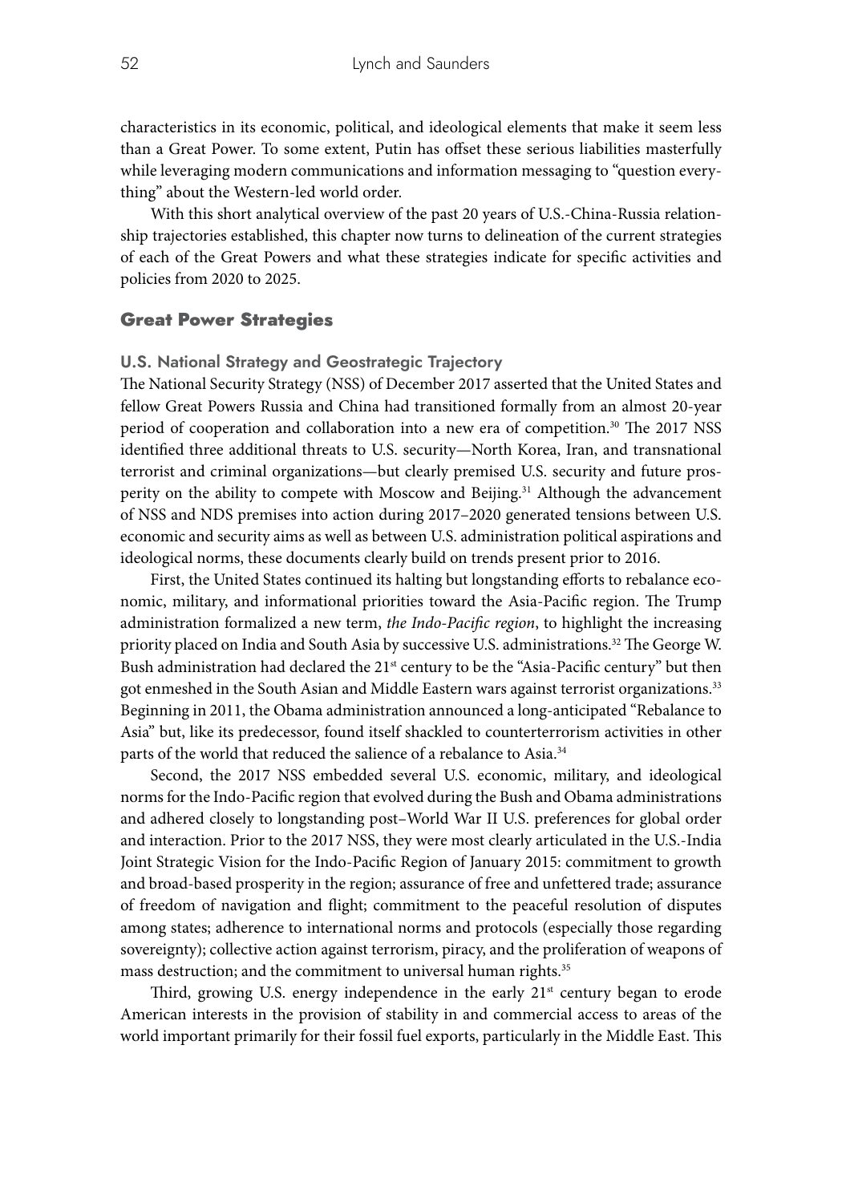characteristics in its economic, political, and ideological elements that make it seem less than a Great Power. To some extent, Putin has offset these serious liabilities masterfully while leveraging modern communications and information messaging to "question everything" about the Western-led world order.

With this short analytical overview of the past 20 years of U.S.-China-Russia relationship trajectories established, this chapter now turns to delineation of the current strategies of each of the Great Powers and what these strategies indicate for specific activities and policies from 2020 to 2025.

## Great Power Strategies

### U.S. National Strategy and Geostrategic Trajectory

The National Security Strategy (NSS) of December 2017 asserted that the United States and fellow Great Powers Russia and China had transitioned formally from an almost 20-year period of cooperation and collaboration into a new era of competition.[30] The 2017 NSS identified three additional threats to U.S. security—North Korea, Iran, and transnational terrorist and criminal organizations—but clearly premised U.S. security and future prosperity on the ability to compete with Moscow and Beijing.[31] Although the advancement of NSS and NDS premises into action during 2017–2020 generated tensions between U.S. economic and security aims as well as between U.S. administration political aspirations and ideological norms, these documents clearly build on trends present prior to 2016.

First, the United States continued its halting but longstanding efforts to rebalance economic, military, and informational priorities toward the Asia-Pacific region. The Trump administration formalized a new term, *the Indo-Pacific region*, to highlight the increasing priority placed on India and South Asia by successive U.S. administrations.[32] The George W. Bush administration had declared the 21st century to be the "Asia-Pacific century" but then got enmeshed in the South Asian and Middle Eastern wars against terrorist organizations.[33] Beginning in 2011, the Obama administration announced a long-anticipated "Rebalance to Asia" but, like its predecessor, found itself shackled to counterterrorism activities in other parts of the world that reduced the salience of a rebalance to Asia.[34]

Second, the 2017 NSS embedded several U.S. economic, military, and ideological norms for the Indo-Pacific region that evolved during the Bush and Obama administrations and adhered closely to longstanding post–World War II U.S. preferences for global order and interaction. Prior to the 2017 NSS, they were most clearly articulated in the U.S.-India Joint Strategic Vision for the Indo-Pacific Region of January 2015: commitment to growth and broad-based prosperity in the region; assurance of free and unfettered trade; assurance of freedom of navigation and flight; commitment to the peaceful resolution of disputes among states; adherence to international norms and protocols (especially those regarding sovereignty); collective action against terrorism, piracy, and the proliferation of weapons of mass destruction; and the commitment to universal human rights.[35]

Third, growing U.S. energy independence in the early 21st century began to erode American interests in the provision of stability in and commercial access to areas of the world important primarily for their fossil fuel exports, particularly in the Middle East. This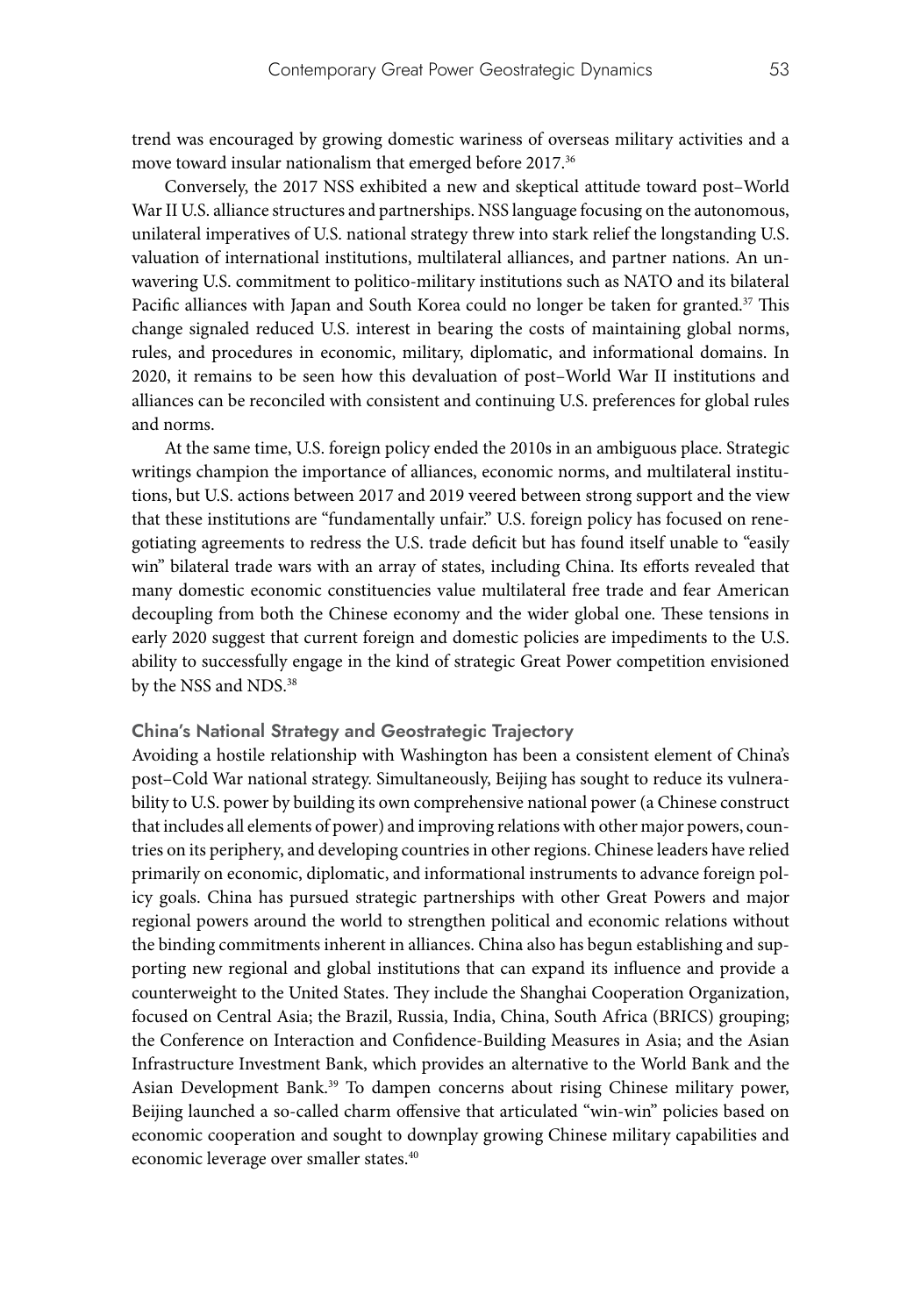trend was encouraged by growing domestic wariness of overseas military activities and a move toward insular nationalism that emerged before 2017.[36]

Conversely, the 2017 NSS exhibited a new and skeptical attitude toward post–World War II U.S. alliance structures and partnerships. NSS language focusing on the autonomous, unilateral imperatives of U.S. national strategy threw into stark relief the longstanding U.S. valuation of international institutions, multilateral alliances, and partner nations. An unwavering U.S. commitment to politico-military institutions such as NATO and its bilateral Pacific alliances with Japan and South Korea could no longer be taken for granted.[37] This change signaled reduced U.S. interest in bearing the costs of maintaining global norms, rules, and procedures in economic, military, diplomatic, and informational domains. In 2020, it remains to be seen how this devaluation of post–World War II institutions and alliances can be reconciled with consistent and continuing U.S. preferences for global rules and norms.

At the same time, U.S. foreign policy ended the 2010s in an ambiguous place. Strategic writings champion the importance of alliances, economic norms, and multilateral institutions, but U.S. actions between 2017 and 2019 veered between strong support and the view that these institutions are "fundamentally unfair." U.S. foreign policy has focused on renegotiating agreements to redress the U.S. trade deficit but has found itself unable to "easily win" bilateral trade wars with an array of states, including China. Its efforts revealed that many domestic economic constituencies value multilateral free trade and fear American decoupling from both the Chinese economy and the wider global one. These tensions in early 2020 suggest that current foreign and domestic policies are impediments to the U.S. ability to successfully engage in the kind of strategic Great Power competition envisioned by the NSS and NDS.[38]

### China's National Strategy and Geostrategic Trajectory

Avoiding a hostile relationship with Washington has been a consistent element of China's post–Cold War national strategy. Simultaneously, Beijing has sought to reduce its vulnerability to U.S. power by building its own comprehensive national power (a Chinese construct that includes all elements of power) and improving relations with other major powers, countries on its periphery, and developing countries in other regions. Chinese leaders have relied primarily on economic, diplomatic, and informational instruments to advance foreign policy goals. China has pursued strategic partnerships with other Great Powers and major regional powers around the world to strengthen political and economic relations without the binding commitments inherent in alliances. China also has begun establishing and supporting new regional and global institutions that can expand its influence and provide a counterweight to the United States. They include the Shanghai Cooperation Organization, focused on Central Asia; the Brazil, Russia, India, China, South Africa (BRICS) grouping; the Conference on Interaction and Confidence-Building Measures in Asia; and the Asian Infrastructure Investment Bank, which provides an alternative to the World Bank and the Asian Development Bank.[39] To dampen concerns about rising Chinese military power, Beijing launched a so-called charm offensive that articulated "win-win" policies based on economic cooperation and sought to downplay growing Chinese military capabilities and economic leverage over smaller states.[40]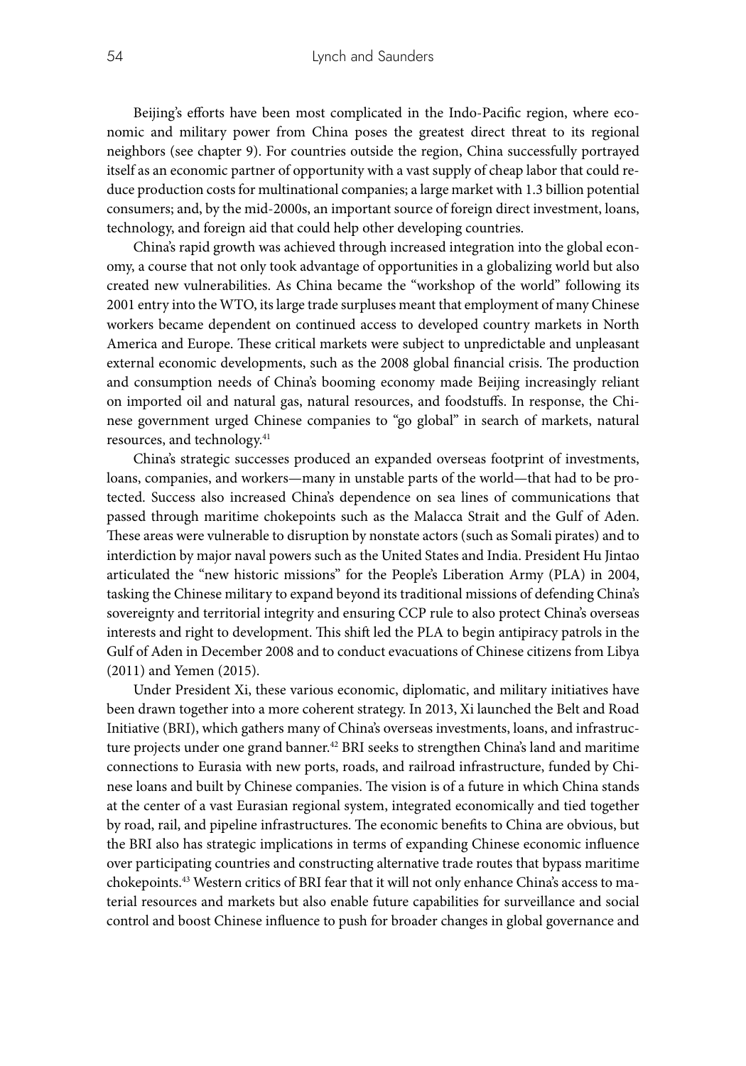Beijing's efforts have been most complicated in the Indo-Pacific region, where economic and military power from China poses the greatest direct threat to its regional neighbors (see chapter 9). For countries outside the region, China successfully portrayed itself as an economic partner of opportunity with a vast supply of cheap labor that could reduce production costs for multinational companies; a large market with 1.3 billion potential consumers; and, by the mid-2000s, an important source of foreign direct investment, loans, technology, and foreign aid that could help other developing countries.

China's rapid growth was achieved through increased integration into the global economy, a course that not only took advantage of opportunities in a globalizing world but also created new vulnerabilities. As China became the "workshop of the world" following its 2001 entry into the WTO, its large trade surpluses meant that employment of many Chinese workers became dependent on continued access to developed country markets in North America and Europe. These critical markets were subject to unpredictable and unpleasant external economic developments, such as the 2008 global financial crisis. The production and consumption needs of China's booming economy made Beijing increasingly reliant on imported oil and natural gas, natural resources, and foodstuffs. In response, the Chinese government urged Chinese companies to "go global" in search of markets, natural resources, and technology.[41]

China's strategic successes produced an expanded overseas footprint of investments, loans, companies, and workers—many in unstable parts of the world—that had to be protected. Success also increased China's dependence on sea lines of communications that passed through maritime chokepoints such as the Malacca Strait and the Gulf of Aden. These areas were vulnerable to disruption by nonstate actors (such as Somali pirates) and to interdiction by major naval powers such as the United States and India. President Hu Jintao articulated the "new historic missions" for the People's Liberation Army (PLA) in 2004, tasking the Chinese military to expand beyond its traditional missions of defending China's sovereignty and territorial integrity and ensuring CCP rule to also protect China's overseas interests and right to development. This shift led the PLA to begin antipiracy patrols in the Gulf of Aden in December 2008 and to conduct evacuations of Chinese citizens from Libya (2011) and Yemen (2015).

Under President Xi, these various economic, diplomatic, and military initiatives have been drawn together into a more coherent strategy. In 2013, Xi launched the Belt and Road Initiative (BRI), which gathers many of China's overseas investments, loans, and infrastructure projects under one grand banner.[42] BRI seeks to strengthen China's land and maritime connections to Eurasia with new ports, roads, and railroad infrastructure, funded by Chinese loans and built by Chinese companies. The vision is of a future in which China stands at the center of a vast Eurasian regional system, integrated economically and tied together by road, rail, and pipeline infrastructures. The economic benefits to China are obvious, but the BRI also has strategic implications in terms of expanding Chinese economic influence over participating countries and constructing alternative trade routes that bypass maritime chokepoints.[43] Western critics of BRI fear that it will not only enhance China's access to material resources and markets but also enable future capabilities for surveillance and social control and boost Chinese influence to push for broader changes in global governance and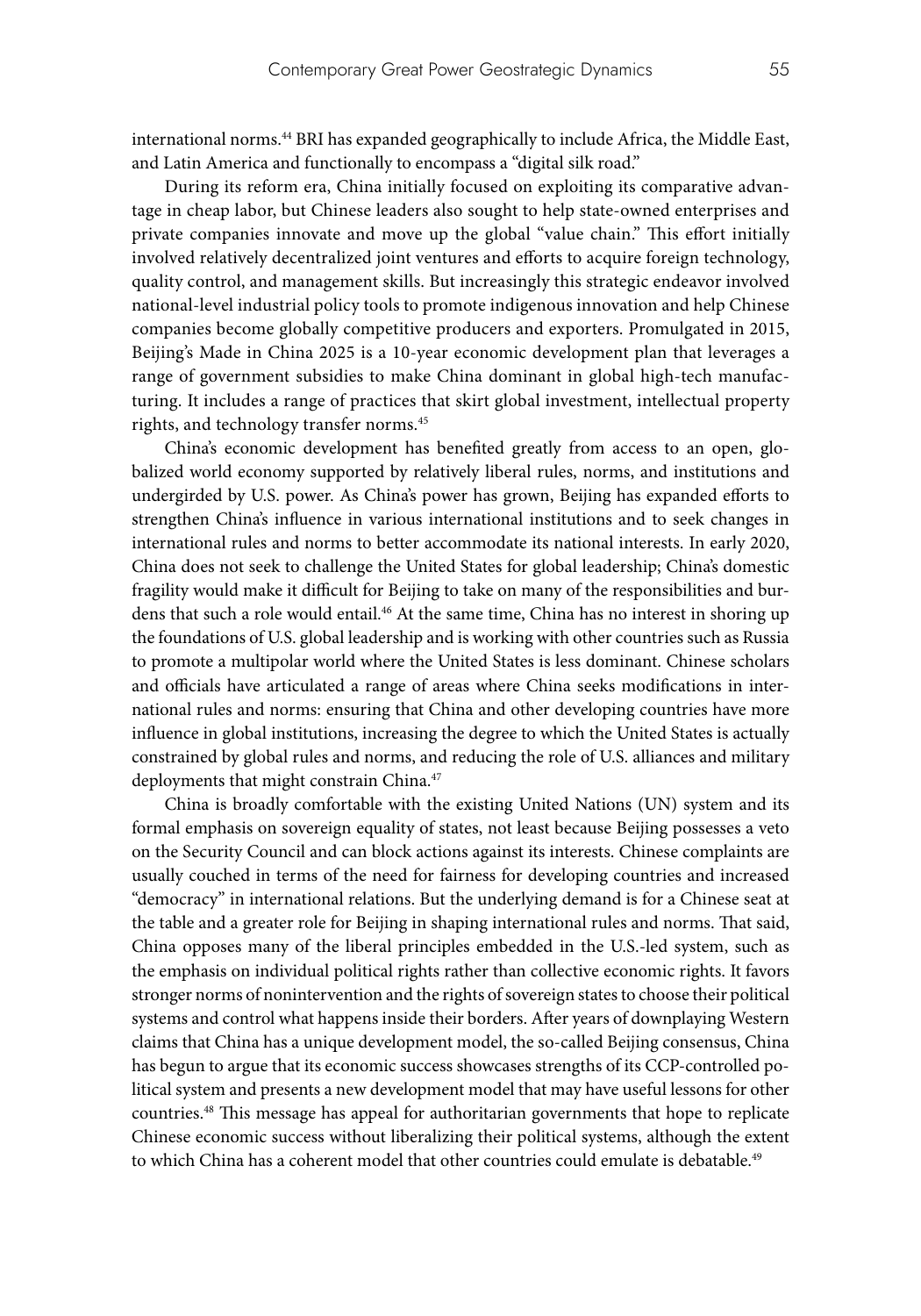international norms.[44] BRI has expanded geographically to include Africa, the Middle East, and Latin America and functionally to encompass a "digital silk road."

During its reform era, China initially focused on exploiting its comparative advantage in cheap labor, but Chinese leaders also sought to help state-owned enterprises and private companies innovate and move up the global "value chain." This effort initially involved relatively decentralized joint ventures and efforts to acquire foreign technology, quality control, and management skills. But increasingly this strategic endeavor involved national-level industrial policy tools to promote indigenous innovation and help Chinese companies become globally competitive producers and exporters. Promulgated in 2015, Beijing's Made in China 2025 is a 10-year economic development plan that leverages a range of government subsidies to make China dominant in global high-tech manufacturing. It includes a range of practices that skirt global investment, intellectual property rights, and technology transfer norms.[45]

China's economic development has benefited greatly from access to an open, globalized world economy supported by relatively liberal rules, norms, and institutions and undergirded by U.S. power. As China's power has grown, Beijing has expanded efforts to strengthen China's influence in various international institutions and to seek changes in international rules and norms to better accommodate its national interests. In early 2020, China does not seek to challenge the United States for global leadership; China's domestic fragility would make it difficult for Beijing to take on many of the responsibilities and burdens that such a role would entail.[46] At the same time, China has no interest in shoring up the foundations of U.S. global leadership and is working with other countries such as Russia to promote a multipolar world where the United States is less dominant. Chinese scholars and officials have articulated a range of areas where China seeks modifications in international rules and norms: ensuring that China and other developing countries have more influence in global institutions, increasing the degree to which the United States is actually constrained by global rules and norms, and reducing the role of U.S. alliances and military deployments that might constrain China.[47]

China is broadly comfortable with the existing United Nations (UN) system and its formal emphasis on sovereign equality of states, not least because Beijing possesses a veto on the Security Council and can block actions against its interests. Chinese complaints are usually couched in terms of the need for fairness for developing countries and increased "democracy" in international relations. But the underlying demand is for a Chinese seat at the table and a greater role for Beijing in shaping international rules and norms. That said, China opposes many of the liberal principles embedded in the U.S.-led system, such as the emphasis on individual political rights rather than collective economic rights. It favors stronger norms of nonintervention and the rights of sovereign states to choose their political systems and control what happens inside their borders. After years of downplaying Western claims that China has a unique development model, the so-called Beijing consensus, China has begun to argue that its economic success showcases strengths of its CCP-controlled political system and presents a new development model that may have useful lessons for other countries.[48] This message has appeal for authoritarian governments that hope to replicate Chinese economic success without liberalizing their political systems, although the extent to which China has a coherent model that other countries could emulate is debatable.[49]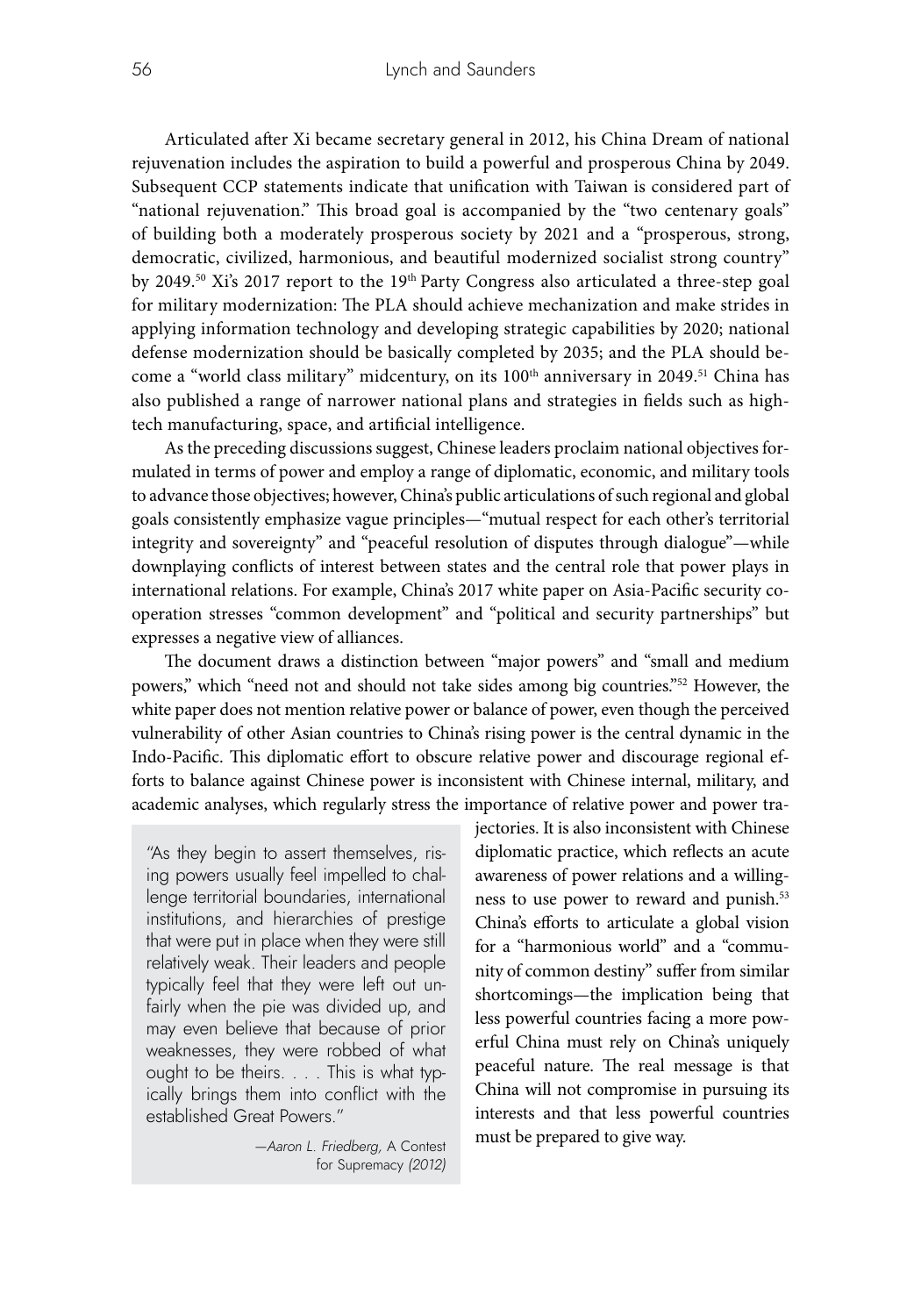Articulated after Xi became secretary general in 2012, his China Dream of national rejuvenation includes the aspiration to build a powerful and prosperous China by 2049. Subsequent CCP statements indicate that unification with Taiwan is considered part of "national rejuvenation." This broad goal is accompanied by the "two centenary goals" of building both a moderately prosperous society by 2021 and a "prosperous, strong, democratic, civilized, harmonious, and beautiful modernized socialist strong country" by 2049.[50] Xi's 2017 report to the 19th Party Congress also articulated a three-step goal for military modernization: The PLA should achieve mechanization and make strides in applying information technology and developing strategic capabilities by 2020; national defense modernization should be basically completed by 2035; and the PLA should become a "world class military" midcentury, on its 100th anniversary in 2049.[51] China has also published a range of narrower national plans and strategies in fields such as high-tech manufacturing, space, and artificial intelligence.

As the preceding discussions suggest, Chinese leaders proclaim national objectives formulated in terms of power and employ a range of diplomatic, economic, and military tools to advance those objectives; however, China's public articulations of such regional and global goals consistently emphasize vague principles—"mutual respect for each other's territorial integrity and sovereignty" and "peaceful resolution of disputes through dialogue"—while downplaying conflicts of interest between states and the central role that power plays in international relations. For example, China's 2017 white paper on Asia-Pacific security cooperation stresses "common development" and "political and security partnerships" but expresses a negative view of alliances.

The document draws a distinction between "major powers" and "small and medium powers," which "need not and should not take sides among big countries."[52] However, the white paper does not mention relative power or balance of power, even though the perceived vulnerability of other Asian countries to China's rising power is the central dynamic in the Indo-Pacific. This diplomatic effort to obscure relative power and discourage regional efforts to balance against Chinese power is inconsistent with Chinese internal, military, and academic analyses, which regularly stress the importance of relative power and power trajectories. It is also inconsistent with Chinese diplomatic practice, which reflects an acute awareness of power relations and a willingness to use power to reward and punish.[53] China's efforts to articulate a global vision for a "harmonious world" and a "community of common destiny" suffer from similar shortcomings—the implication being that less powerful countries facing a more powerful China must rely on China's uniquely peaceful nature. The real message is that China will not compromise in pursuing its interests and that less powerful countries must be prepared to give way.

> "As they begin to assert themselves, rising powers usually feel impelled to challenge territorial boundaries, international institutions, and hierarchies of prestige that were put in place when they were still relatively weak. Their leaders and people typically feel that they were left out unfairly when the pie was divided up, and may even believe that because of prior weaknesses, they were robbed of what ought to be theirs. . . . This is what typically brings them into conflict with the established Great Powers."
>
> —*Aaron L. Friedberg,* A Contest for Supremacy *(2012)*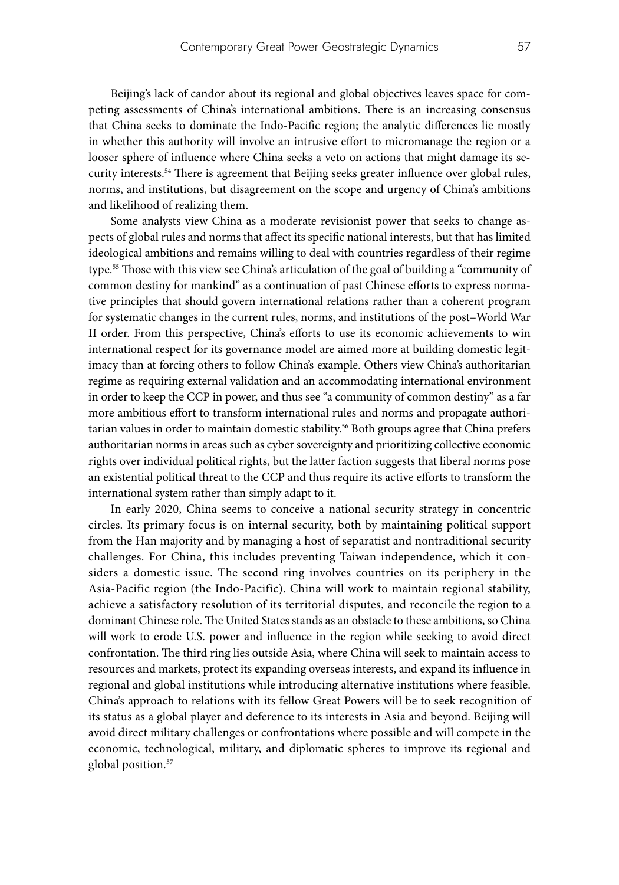Beijing's lack of candor about its regional and global objectives leaves space for competing assessments of China's international ambitions. There is an increasing consensus that China seeks to dominate the Indo-Pacific region; the analytic differences lie mostly in whether this authority will involve an intrusive effort to micromanage the region or a looser sphere of influence where China seeks a veto on actions that might damage its security interests.[54] There is agreement that Beijing seeks greater influence over global rules, norms, and institutions, but disagreement on the scope and urgency of China's ambitions and likelihood of realizing them.

Some analysts view China as a moderate revisionist power that seeks to change aspects of global rules and norms that affect its specific national interests, but that has limited ideological ambitions and remains willing to deal with countries regardless of their regime type.[55] Those with this view see China's articulation of the goal of building a "community of common destiny for mankind" as a continuation of past Chinese efforts to express normative principles that should govern international relations rather than a coherent program for systematic changes in the current rules, norms, and institutions of the post–World War II order. From this perspective, China's efforts to use its economic achievements to win international respect for its governance model are aimed more at building domestic legitimacy than at forcing others to follow China's example. Others view China's authoritarian regime as requiring external validation and an accommodating international environment in order to keep the CCP in power, and thus see "a community of common destiny" as a far more ambitious effort to transform international rules and norms and propagate authoritarian values in order to maintain domestic stability.[56] Both groups agree that China prefers authoritarian norms in areas such as cyber sovereignty and prioritizing collective economic rights over individual political rights, but the latter faction suggests that liberal norms pose an existential political threat to the CCP and thus require its active efforts to transform the international system rather than simply adapt to it.

In early 2020, China seems to conceive a national security strategy in concentric circles. Its primary focus is on internal security, both by maintaining political support from the Han majority and by managing a host of separatist and nontraditional security challenges. For China, this includes preventing Taiwan independence, which it considers a domestic issue. The second ring involves countries on its periphery in the Asia-Pacific region (the Indo-Pacific). China will work to maintain regional stability, achieve a satisfactory resolution of its territorial disputes, and reconcile the region to a dominant Chinese role. The United States stands as an obstacle to these ambitions, so China will work to erode U.S. power and influence in the region while seeking to avoid direct confrontation. The third ring lies outside Asia, where China will seek to maintain access to resources and markets, protect its expanding overseas interests, and expand its influence in regional and global institutions while introducing alternative institutions where feasible. China's approach to relations with its fellow Great Powers will be to seek recognition of its status as a global player and deference to its interests in Asia and beyond. Beijing will avoid direct military challenges or confrontations where possible and will compete in the economic, technological, military, and diplomatic spheres to improve its regional and global position.[57]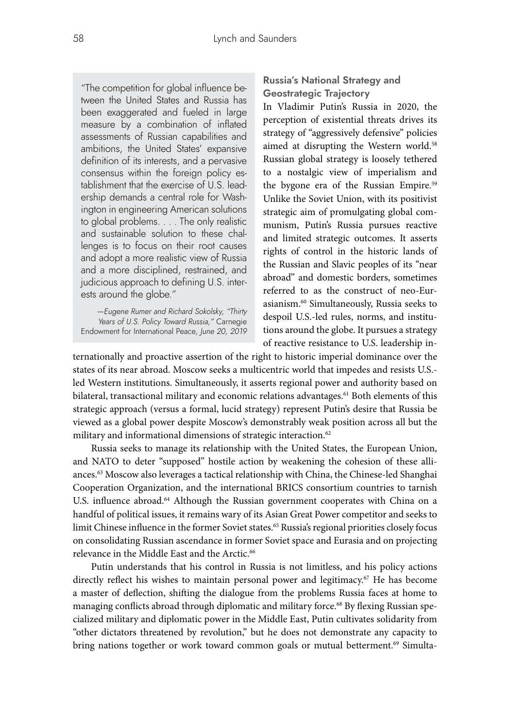> "The competition for global influence between the United States and Russia has been exaggerated and fueled in large measure by a combination of inflated assessments of Russian capabilities and ambitions, the United States' expansive definition of its interests, and a pervasive consensus within the foreign policy establishment that the exercise of U.S. leadership demands a central role for Washington in engineering American solutions to global problems. . . . The only realistic and sustainable solution to these challenges is to focus on their root causes and adopt a more realistic view of Russia and a more disciplined, restrained, and judicious approach to defining U.S. interests around the globe."
>
> —*Eugene Rumer and Richard Sokolsky, "Thirty Years of U.S. Policy Toward Russia,"* Carnegie Endowment for International Peace*, June 20, 2019*

### Russia's National Strategy and Geostrategic Trajectory

In Vladimir Putin's Russia in 2020, the perception of existential threats drives its strategy of "aggressively defensive" policies aimed at disrupting the Western world.[58] Russian global strategy is loosely tethered to a nostalgic view of imperialism and the bygone era of the Russian Empire.[59] Unlike the Soviet Union, with its positivist strategic aim of promulgating global communism, Putin's Russia pursues reactive and limited strategic outcomes. It asserts rights of control in the historic lands of the Russian and Slavic peoples of its "near abroad" and domestic borders, sometimes referred to as the construct of neo-Eurasianism.[60] Simultaneously, Russia seeks to despoil U.S.-led rules, norms, and institutions around the globe. It pursues a strategy of reactive resistance to U.S. leadership internationally and proactive assertion of the right to historic imperial dominance over the states of its near abroad. Moscow seeks a multicentric world that impedes and resists U.S.-led Western institutions. Simultaneously, it asserts regional power and authority based on bilateral, transactional military and economic relations advantages.[61] Both elements of this strategic approach (versus a formal, lucid strategy) represent Putin's desire that Russia be viewed as a global power despite Moscow's demonstrably weak position across all but the military and informational dimensions of strategic interaction.[62]

Russia seeks to manage its relationship with the United States, the European Union, and NATO to deter "supposed" hostile action by weakening the cohesion of these alliances.[63] Moscow also leverages a tactical relationship with China, the Chinese-led Shanghai Cooperation Organization, and the international BRICS consortium countries to tarnish U.S. influence abroad.[64] Although the Russian government cooperates with China on a handful of political issues, it remains wary of its Asian Great Power competitor and seeks to limit Chinese influence in the former Soviet states.[65] Russia's regional priorities closely focus on consolidating Russian ascendance in former Soviet space and Eurasia and on projecting relevance in the Middle East and the Arctic.[66]

Putin understands that his control in Russia is not limitless, and his policy actions directly reflect his wishes to maintain personal power and legitimacy.[67] He has become a master of deflection, shifting the dialogue from the problems Russia faces at home to managing conflicts abroad through diplomatic and military force.[68] By flexing Russian specialized military and diplomatic power in the Middle East, Putin cultivates solidarity from "other dictators threatened by revolution," but he does not demonstrate any capacity to bring nations together or work toward common goals or mutual betterment.[69] Simulta-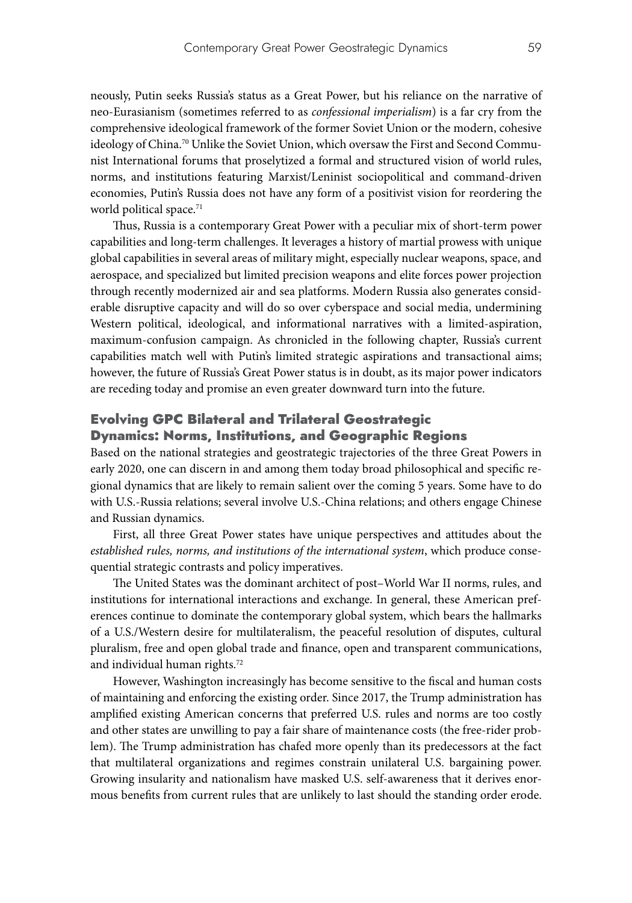neously, Putin seeks Russia's status as a Great Power, but his reliance on the narrative of neo-Eurasianism (sometimes referred to as *confessional imperialism*) is a far cry from the comprehensive ideological framework of the former Soviet Union or the modern, cohesive ideology of China.[70] Unlike the Soviet Union, which oversaw the First and Second Communist International forums that proselytized a formal and structured vision of world rules, norms, and institutions featuring Marxist/Leninist sociopolitical and command-driven economies, Putin's Russia does not have any form of a positivist vision for reordering the world political space.[71]

Thus, Russia is a contemporary Great Power with a peculiar mix of short-term power capabilities and long-term challenges. It leverages a history of martial prowess with unique global capabilities in several areas of military might, especially nuclear weapons, space, and aerospace, and specialized but limited precision weapons and elite forces power projection through recently modernized air and sea platforms. Modern Russia also generates considerable disruptive capacity and will do so over cyberspace and social media, undermining Western political, ideological, and informational narratives with a limited-aspiration, maximum-confusion campaign. As chronicled in the following chapter, Russia's current capabilities match well with Putin's limited strategic aspirations and transactional aims; however, the future of Russia's Great Power status is in doubt, as its major power indicators are receding today and promise an even greater downward turn into the future.

## Evolving GPC Bilateral and Trilateral Geostrategic Dynamics: Norms, Institutions, and Geographic Regions

Based on the national strategies and geostrategic trajectories of the three Great Powers in early 2020, one can discern in and among them today broad philosophical and specific regional dynamics that are likely to remain salient over the coming 5 years. Some have to do with U.S.-Russia relations; several involve U.S.-China relations; and others engage Chinese and Russian dynamics.

First, all three Great Power states have unique perspectives and attitudes about the *established rules, norms, and institutions of the international system*, which produce consequential strategic contrasts and policy imperatives.

The United States was the dominant architect of post–World War II norms, rules, and institutions for international interactions and exchange. In general, these American preferences continue to dominate the contemporary global system, which bears the hallmarks of a U.S./Western desire for multilateralism, the peaceful resolution of disputes, cultural pluralism, free and open global trade and finance, open and transparent communications, and individual human rights.[72]

However, Washington increasingly has become sensitive to the fiscal and human costs of maintaining and enforcing the existing order. Since 2017, the Trump administration has amplified existing American concerns that preferred U.S. rules and norms are too costly and other states are unwilling to pay a fair share of maintenance costs (the free-rider problem). The Trump administration has chafed more openly than its predecessors at the fact that multilateral organizations and regimes constrain unilateral U.S. bargaining power. Growing insularity and nationalism have masked U.S. self-awareness that it derives enormous benefits from current rules that are unlikely to last should the standing order erode.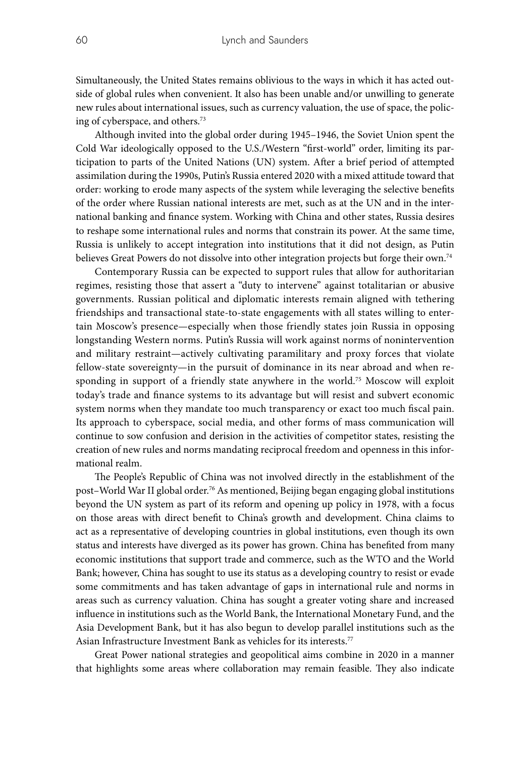Simultaneously, the United States remains oblivious to the ways in which it has acted outside of global rules when convenient. It also has been unable and/or unwilling to generate new rules about international issues, such as currency valuation, the use of space, the policing of cyberspace, and others.[73]

Although invited into the global order during 1945–1946, the Soviet Union spent the Cold War ideologically opposed to the U.S./Western "first-world" order, limiting its participation to parts of the United Nations (UN) system. After a brief period of attempted assimilation during the 1990s, Putin's Russia entered 2020 with a mixed attitude toward that order: working to erode many aspects of the system while leveraging the selective benefits of the order where Russian national interests are met, such as at the UN and in the international banking and finance system. Working with China and other states, Russia desires to reshape some international rules and norms that constrain its power. At the same time, Russia is unlikely to accept integration into institutions that it did not design, as Putin believes Great Powers do not dissolve into other integration projects but forge their own.[74]

Contemporary Russia can be expected to support rules that allow for authoritarian regimes, resisting those that assert a "duty to intervene" against totalitarian or abusive governments. Russian political and diplomatic interests remain aligned with tethering friendships and transactional state-to-state engagements with all states willing to entertain Moscow's presence—especially when those friendly states join Russia in opposing longstanding Western norms. Putin's Russia will work against norms of nonintervention and military restraint—actively cultivating paramilitary and proxy forces that violate fellow-state sovereignty—in the pursuit of dominance in its near abroad and when responding in support of a friendly state anywhere in the world.[75] Moscow will exploit today's trade and finance systems to its advantage but will resist and subvert economic system norms when they mandate too much transparency or exact too much fiscal pain. Its approach to cyberspace, social media, and other forms of mass communication will continue to sow confusion and derision in the activities of competitor states, resisting the creation of new rules and norms mandating reciprocal freedom and openness in this informational realm.

The People's Republic of China was not involved directly in the establishment of the post–World War II global order.[76] As mentioned, Beijing began engaging global institutions beyond the UN system as part of its reform and opening up policy in 1978, with a focus on those areas with direct benefit to China's growth and development. China claims to act as a representative of developing countries in global institutions, even though its own status and interests have diverged as its power has grown. China has benefited from many economic institutions that support trade and commerce, such as the WTO and the World Bank; however, China has sought to use its status as a developing country to resist or evade some commitments and has taken advantage of gaps in international rule and norms in areas such as currency valuation. China has sought a greater voting share and increased influence in institutions such as the World Bank, the International Monetary Fund, and the Asia Development Bank, but it has also begun to develop parallel institutions such as the Asian Infrastructure Investment Bank as vehicles for its interests.[77]

Great Power national strategies and geopolitical aims combine in 2020 in a manner that highlights some areas where collaboration may remain feasible. They also indicate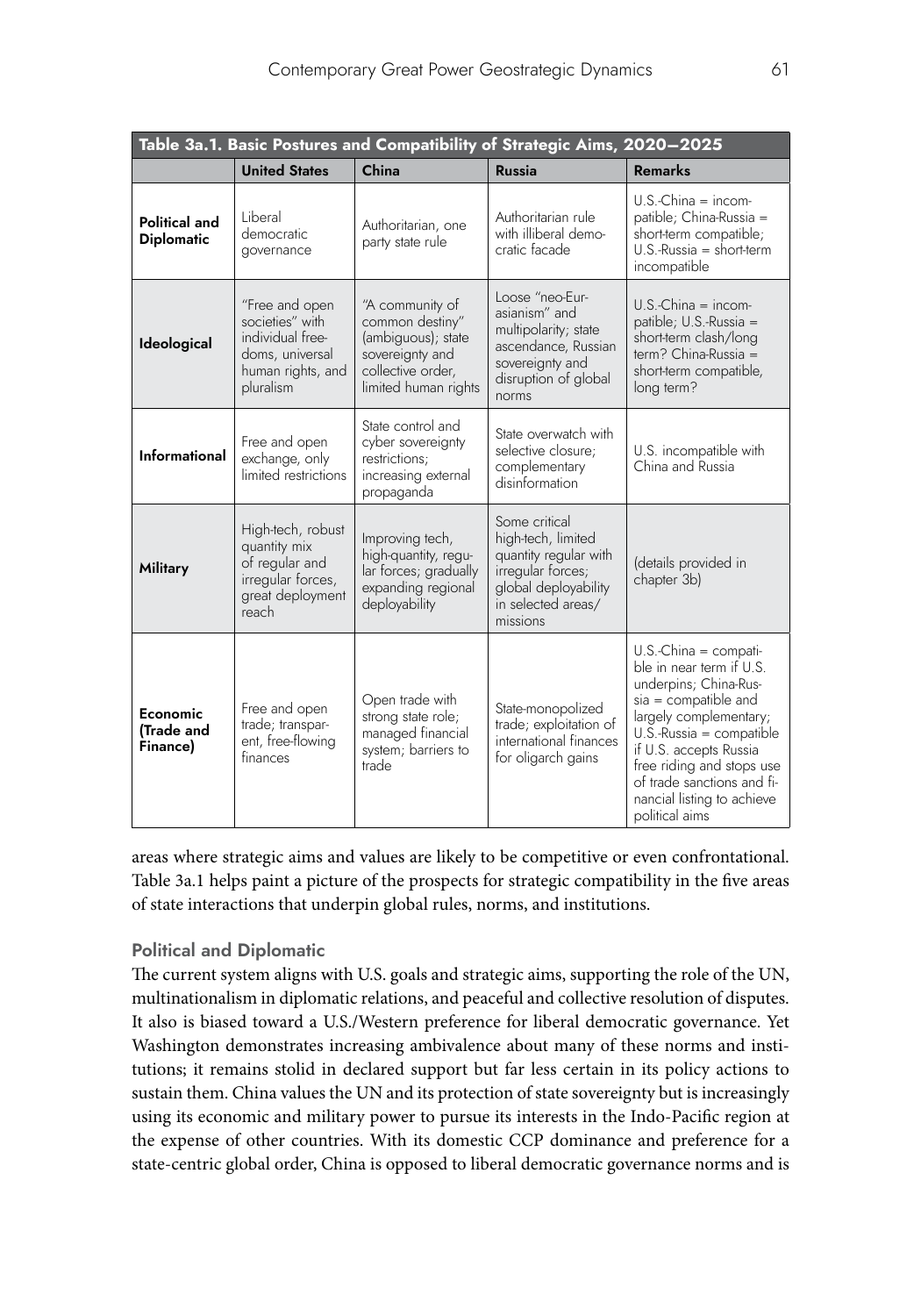**Table 3a.1. Basic Postures and Compatibility of Strategic Aims, 2020–2025**

| | United States | China | Russia | Remarks |
|---|---|---|---|---|
| **Political and Diplomatic** | Liberal democratic governance | Authoritarian, one party state rule | Authoritarian rule with illiberal democratic facade | U.S.-China = incompatible; China-Russia = short-term compatible; U.S.-Russia = short-term incompatible |
| **Ideological** | "Free and open societies" with individual freedoms, universal human rights, and pluralism | "A community of common destiny" (ambiguous); state sovereignty and collective order, limited human rights | Loose "neo-Eurasianism" and multipolarity; state ascendance, Russian sovereignty and disruption of global norms | U.S.-China = incompatible; U.S.-Russia = short-term clash/long term? China-Russia = short-term compatible, long term? |
| **Informational** | Free and open exchange, only limited restrictions | State control and cyber sovereignty restrictions; increasing external propaganda | State overwatch with selective closure; complementary disinformation | U.S. incompatible with China and Russia |
| **Military** | High-tech, robust quantity mix of regular and irregular forces, great deployment reach | Improving tech, high-quantity, regular forces; gradually expanding regional deployability | Some critical high-tech, limited quantity regular with irregular forces; global deployability in selected areas/missions | (details provided in chapter 3b) |
| **Economic (Trade and Finance)** | Free and open trade; transparent, free-flowing finances | Open trade with strong state role; managed financial system; barriers to trade | State-monopolized trade; exploitation of international finances for oligarch gains | U.S.-China = compatible in near term if U.S. underpins; China-Russia = compatible and largely complementary; U.S.-Russia = compatible if U.S. accepts Russia free riding and stops use of trade sanctions and financial listing to achieve political aims |

areas where strategic aims and values are likely to be competitive or even confrontational. Table 3a.1 helps paint a picture of the prospects for strategic compatibility in the five areas of state interactions that underpin global rules, norms, and institutions.

### Political and Diplomatic

The current system aligns with U.S. goals and strategic aims, supporting the role of the UN, multinationalism in diplomatic relations, and peaceful and collective resolution of disputes. It also is biased toward a U.S./Western preference for liberal democratic governance. Yet Washington demonstrates increasing ambivalence about many of these norms and institutions; it remains stolid in declared support but far less certain in its policy actions to sustain them. China values the UN and its protection of state sovereignty but is increasingly using its economic and military power to pursue its interests in the Indo-Pacific region at the expense of other countries. With its domestic CCP dominance and preference for a state-centric global order, China is opposed to liberal democratic governance norms and is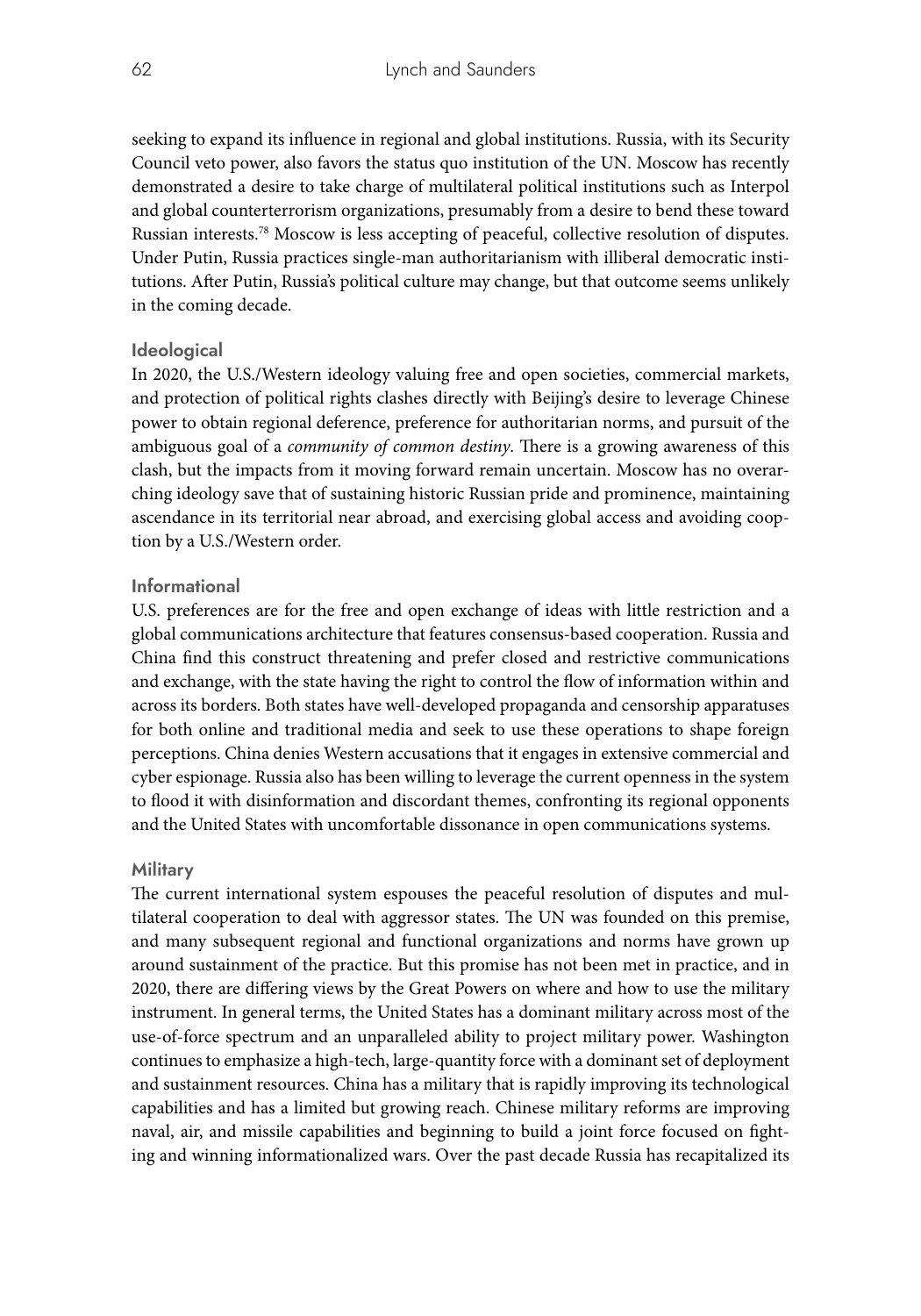seeking to expand its influence in regional and global institutions. Russia, with its Security Council veto power, also favors the status quo institution of the UN. Moscow has recently demonstrated a desire to take charge of multilateral political institutions such as Interpol and global counterterrorism organizations, presumably from a desire to bend these toward Russian interests.[78] Moscow is less accepting of peaceful, collective resolution of disputes. Under Putin, Russia practices single-man authoritarianism with illiberal democratic institutions. After Putin, Russia's political culture may change, but that outcome seems unlikely in the coming decade.

### Ideological

In 2020, the U.S./Western ideology valuing free and open societies, commercial markets, and protection of political rights clashes directly with Beijing's desire to leverage Chinese power to obtain regional deference, preference for authoritarian norms, and pursuit of the ambiguous goal of a *community of common destiny*. There is a growing awareness of this clash, but the impacts from it moving forward remain uncertain. Moscow has no overarching ideology save that of sustaining historic Russian pride and prominence, maintaining ascendance in its territorial near abroad, and exercising global access and avoiding cooption by a U.S./Western order.

### Informational

U.S. preferences are for the free and open exchange of ideas with little restriction and a global communications architecture that features consensus-based cooperation. Russia and China find this construct threatening and prefer closed and restrictive communications and exchange, with the state having the right to control the flow of information within and across its borders. Both states have well-developed propaganda and censorship apparatuses for both online and traditional media and seek to use these operations to shape foreign perceptions. China denies Western accusations that it engages in extensive commercial and cyber espionage. Russia also has been willing to leverage the current openness in the system to flood it with disinformation and discordant themes, confronting its regional opponents and the United States with uncomfortable dissonance in open communications systems.

### Military

The current international system espouses the peaceful resolution of disputes and multilateral cooperation to deal with aggressor states. The UN was founded on this premise, and many subsequent regional and functional organizations and norms have grown up around sustainment of the practice. But this promise has not been met in practice, and in 2020, there are differing views by the Great Powers on where and how to use the military instrument. In general terms, the United States has a dominant military across most of the use-of-force spectrum and an unparalleled ability to project military power. Washington continues to emphasize a high-tech, large-quantity force with a dominant set of deployment and sustainment resources. China has a military that is rapidly improving its technological capabilities and has a limited but growing reach. Chinese military reforms are improving naval, air, and missile capabilities and beginning to build a joint force focused on fighting and winning informationalized wars. Over the past decade Russia has recapitalized its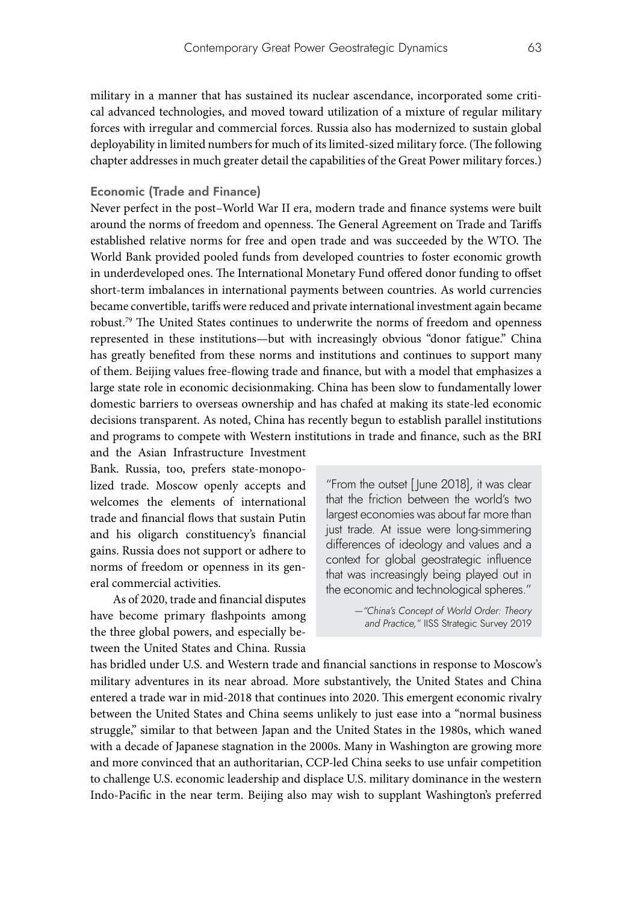military in a manner that has sustained its nuclear ascendance, incorporated some critical advanced technologies, and moved toward utilization of a mixture of regular military forces with irregular and commercial forces. Russia also has modernized to sustain global deployability in limited numbers for much of its limited-sized military force. (The following chapter addresses in much greater detail the capabilities of the Great Power military forces.)

### Economic (Trade and Finance)

Never perfect in the post–World War II era, modern trade and finance systems were built around the norms of freedom and openness. The General Agreement on Trade and Tariffs established relative norms for free and open trade and was succeeded by the WTO. The World Bank provided pooled funds from developed countries to foster economic growth in underdeveloped ones. The International Monetary Fund offered donor funding to offset short-term imbalances in international payments between countries. As world currencies became convertible, tariffs were reduced and private international investment again became robust.[79] The United States continues to underwrite the norms of freedom and openness represented in these institutions—but with increasingly obvious "donor fatigue." China has greatly benefited from these norms and institutions and continues to support many of them. Beijing values free-flowing trade and finance, but with a model that emphasizes a large state role in economic decisionmaking. China has been slow to fundamentally lower domestic barriers to overseas ownership and has chafed at making its state-led economic decisions transparent. As noted, China has recently begun to establish parallel institutions and programs to compete with Western institutions in trade and finance, such as the BRI and the Asian Infrastructure Investment Bank. Russia, too, prefers state-monopolized trade. Moscow openly accepts and welcomes the elements of international trade and financial flows that sustain Putin and his oligarch constituency's financial gains. Russia does not support or adhere to norms of freedom or openness in its general commercial activities.

> "From the outset [June 2018], it was clear that the friction between the world's two largest economies was about far more than just trade. At issue were long-simmering differences of ideology and values and a context for global geostrategic influence that was increasingly being played out in the economic and technological spheres."
>
> —*"China's Concept of World Order: Theory and Practice,"* IISS Strategic Survey 2019

As of 2020, trade and financial disputes have become primary flashpoints among the three global powers, and especially between the United States and China. Russia has bridled under U.S. and Western trade and financial sanctions in response to Moscow's military adventures in its near abroad. More substantively, the United States and China entered a trade war in mid-2018 that continues into 2020. This emergent economic rivalry between the United States and China seems unlikely to just ease into a "normal business struggle," similar to that between Japan and the United States in the 1980s, which waned with a decade of Japanese stagnation in the 2000s. Many in Washington are growing more and more convinced that an authoritarian, CCP-led China seeks to use unfair competition to challenge U.S. economic leadership and displace U.S. military dominance in the western Indo-Pacific in the near term. Beijing also may wish to supplant Washington's preferred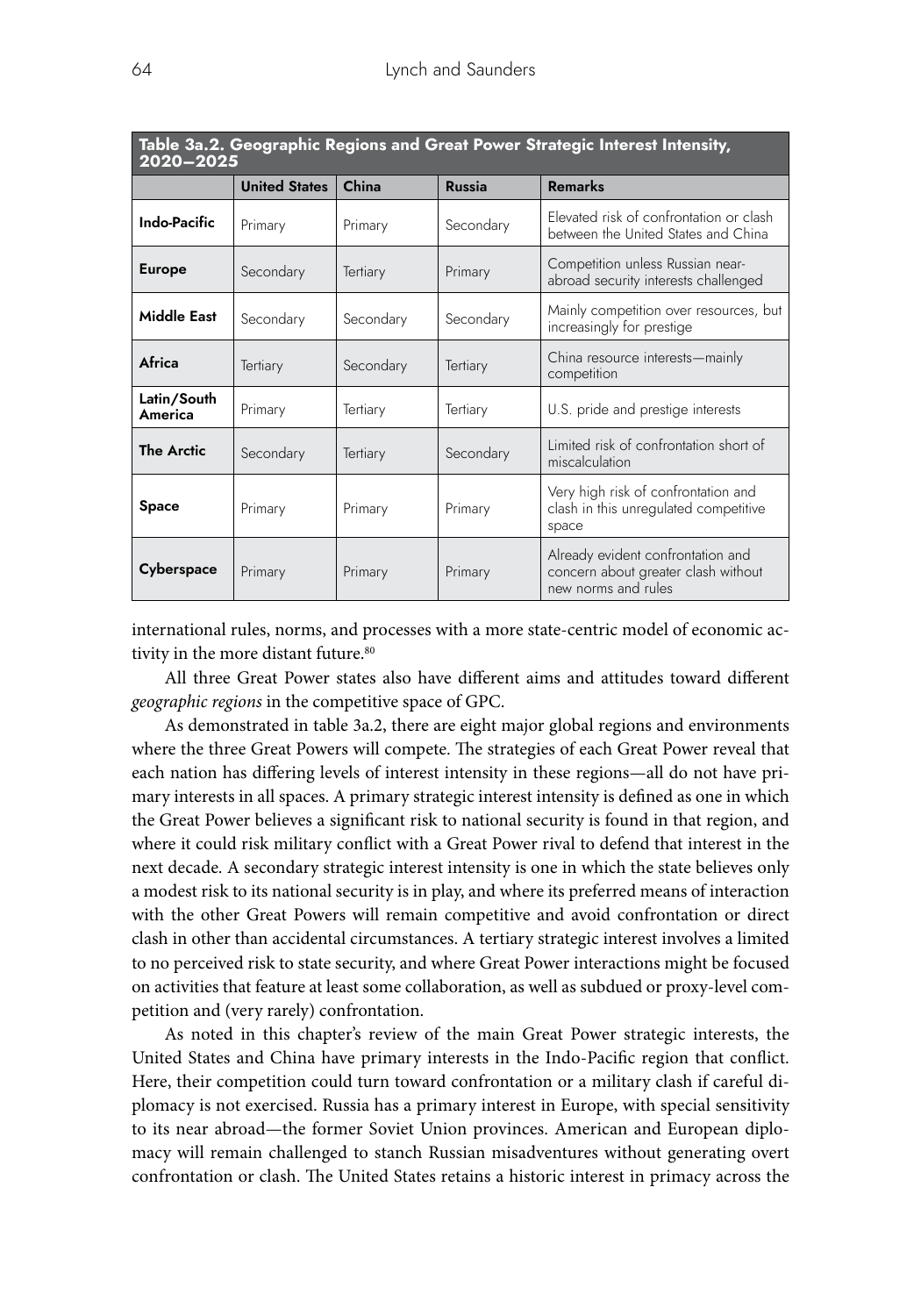**Table 3a.2. Geographic Regions and Great Power Strategic Interest Intensity, 2020–2025**

| | United States | China | Russia | Remarks |
|---|---|---|---|---|
| **Indo-Pacific** | Primary | Primary | Secondary | Elevated risk of confrontation or clash between the United States and China |
| **Europe** | Secondary | Tertiary | Primary | Competition unless Russian near-abroad security interests challenged |
| **Middle East** | Secondary | Secondary | Secondary | Mainly competition over resources, but increasingly for prestige |
| **Africa** | Tertiary | Secondary | Tertiary | China resource interests—mainly competition |
| **Latin/South America** | Primary | Tertiary | Tertiary | U.S. pride and prestige interests |
| **The Arctic** | Secondary | Tertiary | Secondary | Limited risk of confrontation short of miscalculation |
| **Space** | Primary | Primary | Primary | Very high risk of confrontation and clash in this unregulated competitive space |
| **Cyberspace** | Primary | Primary | Primary | Already evident confrontation and concern about greater clash without new norms and rules |

international rules, norms, and processes with a more state-centric model of economic activity in the more distant future.[80]

All three Great Power states also have different aims and attitudes toward different *geographic regions* in the competitive space of GPC.

As demonstrated in table 3a.2, there are eight major global regions and environments where the three Great Powers will compete. The strategies of each Great Power reveal that each nation has differing levels of interest intensity in these regions—all do not have primary interests in all spaces. A primary strategic interest intensity is defined as one in which the Great Power believes a significant risk to national security is found in that region, and where it could risk military conflict with a Great Power rival to defend that interest in the next decade. A secondary strategic interest intensity is one in which the state believes only a modest risk to its national security is in play, and where its preferred means of interaction with the other Great Powers will remain competitive and avoid confrontation or direct clash in other than accidental circumstances. A tertiary strategic interest involves a limited to no perceived risk to state security, and where Great Power interactions might be focused on activities that feature at least some collaboration, as well as subdued or proxy-level competition and (very rarely) confrontation.

As noted in this chapter's review of the main Great Power strategic interests, the United States and China have primary interests in the Indo-Pacific region that conflict. Here, their competition could turn toward confrontation or a military clash if careful diplomacy is not exercised. Russia has a primary interest in Europe, with special sensitivity to its near abroad—the former Soviet Union provinces. American and European diplomacy will remain challenged to stanch Russian misadventures without generating overt confrontation or clash. The United States retains a historic interest in primacy across the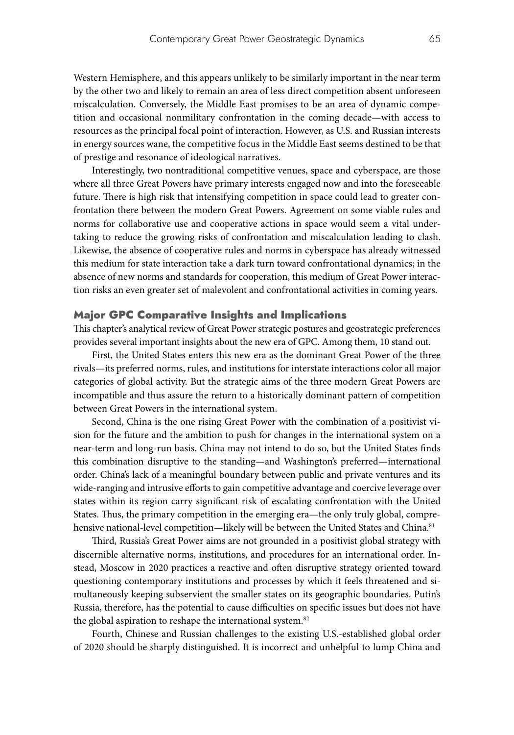Western Hemisphere, and this appears unlikely to be similarly important in the near term by the other two and likely to remain an area of less direct competition absent unforeseen miscalculation. Conversely, the Middle East promises to be an area of dynamic competition and occasional nonmilitary confrontation in the coming decade—with access to resources as the principal focal point of interaction. However, as U.S. and Russian interests in energy sources wane, the competitive focus in the Middle East seems destined to be that of prestige and resonance of ideological narratives.

Interestingly, two nontraditional competitive venues, space and cyberspace, are those where all three Great Powers have primary interests engaged now and into the foreseeable future. There is high risk that intensifying competition in space could lead to greater confrontation there between the modern Great Powers. Agreement on some viable rules and norms for collaborative use and cooperative actions in space would seem a vital undertaking to reduce the growing risks of confrontation and miscalculation leading to clash. Likewise, the absence of cooperative rules and norms in cyberspace has already witnessed this medium for state interaction take a dark turn toward confrontational dynamics; in the absence of new norms and standards for cooperation, this medium of Great Power interaction risks an even greater set of malevolent and confrontational activities in coming years.

## Major GPC Comparative Insights and Implications

This chapter's analytical review of Great Power strategic postures and geostrategic preferences provides several important insights about the new era of GPC. Among them, 10 stand out.

First, the United States enters this new era as the dominant Great Power of the three rivals—its preferred norms, rules, and institutions for interstate interactions color all major categories of global activity. But the strategic aims of the three modern Great Powers are incompatible and thus assure the return to a historically dominant pattern of competition between Great Powers in the international system.

Second, China is the one rising Great Power with the combination of a positivist vision for the future and the ambition to push for changes in the international system on a near-term and long-run basis. China may not intend to do so, but the United States finds this combination disruptive to the standing—and Washington's preferred—international order. China's lack of a meaningful boundary between public and private ventures and its wide-ranging and intrusive efforts to gain competitive advantage and coercive leverage over states within its region carry significant risk of escalating confrontation with the United States. Thus, the primary competition in the emerging era—the only truly global, comprehensive national-level competition—likely will be between the United States and China.[81]

Third, Russia's Great Power aims are not grounded in a positivist global strategy with discernible alternative norms, institutions, and procedures for an international order. Instead, Moscow in 2020 practices a reactive and often disruptive strategy oriented toward questioning contemporary institutions and processes by which it feels threatened and simultaneously keeping subservient the smaller states on its geographic boundaries. Putin's Russia, therefore, has the potential to cause difficulties on specific issues but does not have the global aspiration to reshape the international system.[82]

Fourth, Chinese and Russian challenges to the existing U.S.-established global order of 2020 should be sharply distinguished. It is incorrect and unhelpful to lump China and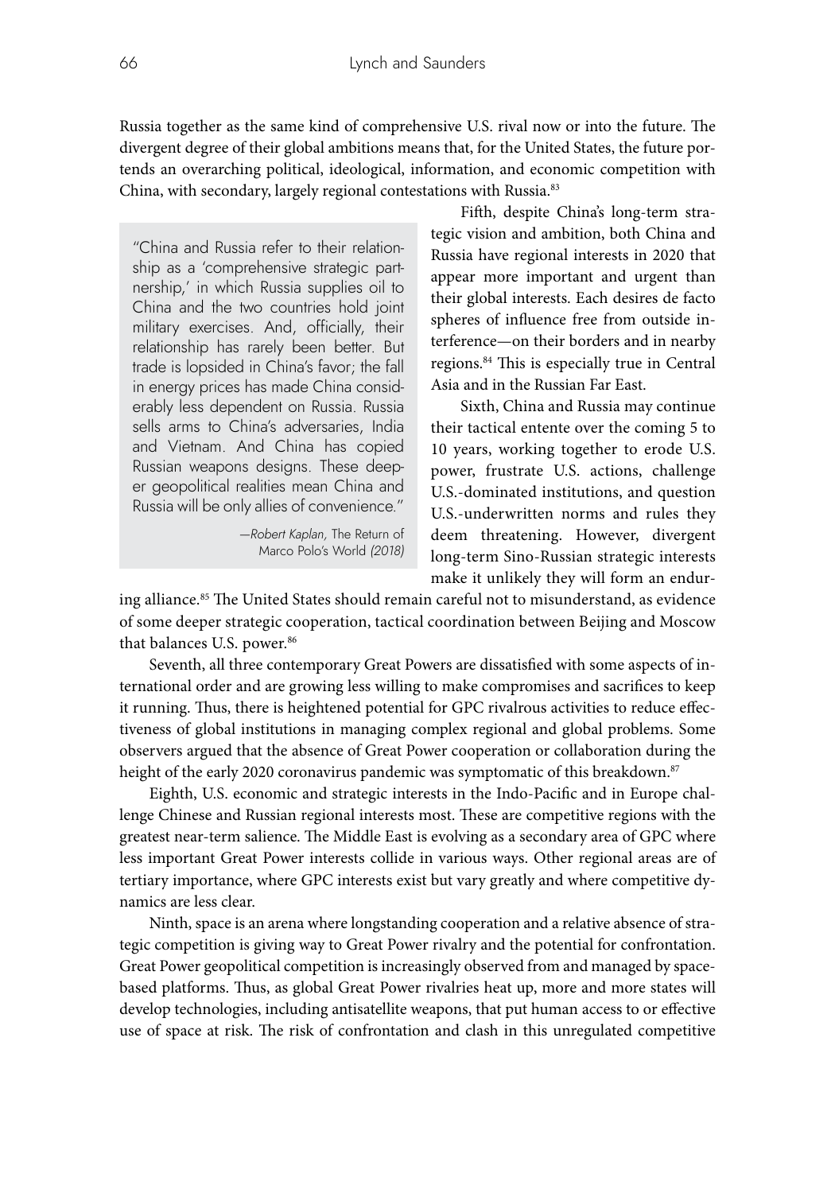Russia together as the same kind of comprehensive U.S. rival now or into the future. The divergent degree of their global ambitions means that, for the United States, the future portends an overarching political, ideological, information, and economic competition with China, with secondary, largely regional contestations with Russia.[83]

> "China and Russia refer to their relationship as a 'comprehensive strategic partnership,' in which Russia supplies oil to China and the two countries hold joint military exercises. And, officially, their relationship has rarely been better. But trade is lopsided in China's favor; the fall in energy prices has made China considerably less dependent on Russia. Russia sells arms to China's adversaries, India and Vietnam. And China has copied Russian weapons designs. These deeper geopolitical realities mean China and Russia will be only allies of convenience."
>
> —*Robert Kaplan,* The Return of Marco Polo's World *(2018)*

Fifth, despite China's long-term strategic vision and ambition, both China and Russia have regional interests in 2020 that appear more important and urgent than their global interests. Each desires de facto spheres of influence free from outside interference—on their borders and in nearby regions.[84] This is especially true in Central Asia and in the Russian Far East.

Sixth, China and Russia may continue their tactical entente over the coming 5 to 10 years, working together to erode U.S. power, frustrate U.S. actions, challenge U.S.-dominated institutions, and question U.S.-underwritten norms and rules they deem threatening. However, divergent long-term Sino-Russian strategic interests make it unlikely they will form an enduring alliance.[85] The United States should remain careful not to misunderstand, as evidence of some deeper strategic cooperation, tactical coordination between Beijing and Moscow that balances U.S. power.[86]

Seventh, all three contemporary Great Powers are dissatisfied with some aspects of international order and are growing less willing to make compromises and sacrifices to keep it running. Thus, there is heightened potential for GPC rivalrous activities to reduce effectiveness of global institutions in managing complex regional and global problems. Some observers argued that the absence of Great Power cooperation or collaboration during the height of the early 2020 coronavirus pandemic was symptomatic of this breakdown.[87]

Eighth, U.S. economic and strategic interests in the Indo-Pacific and in Europe challenge Chinese and Russian regional interests most. These are competitive regions with the greatest near-term salience. The Middle East is evolving as a secondary area of GPC where less important Great Power interests collide in various ways. Other regional areas are of tertiary importance, where GPC interests exist but vary greatly and where competitive dynamics are less clear.

Ninth, space is an arena where longstanding cooperation and a relative absence of strategic competition is giving way to Great Power rivalry and the potential for confrontation. Great Power geopolitical competition is increasingly observed from and managed by space-based platforms. Thus, as global Great Power rivalries heat up, more and more states will develop technologies, including antisatellite weapons, that put human access to or effective use of space at risk. The risk of confrontation and clash in this unregulated competitive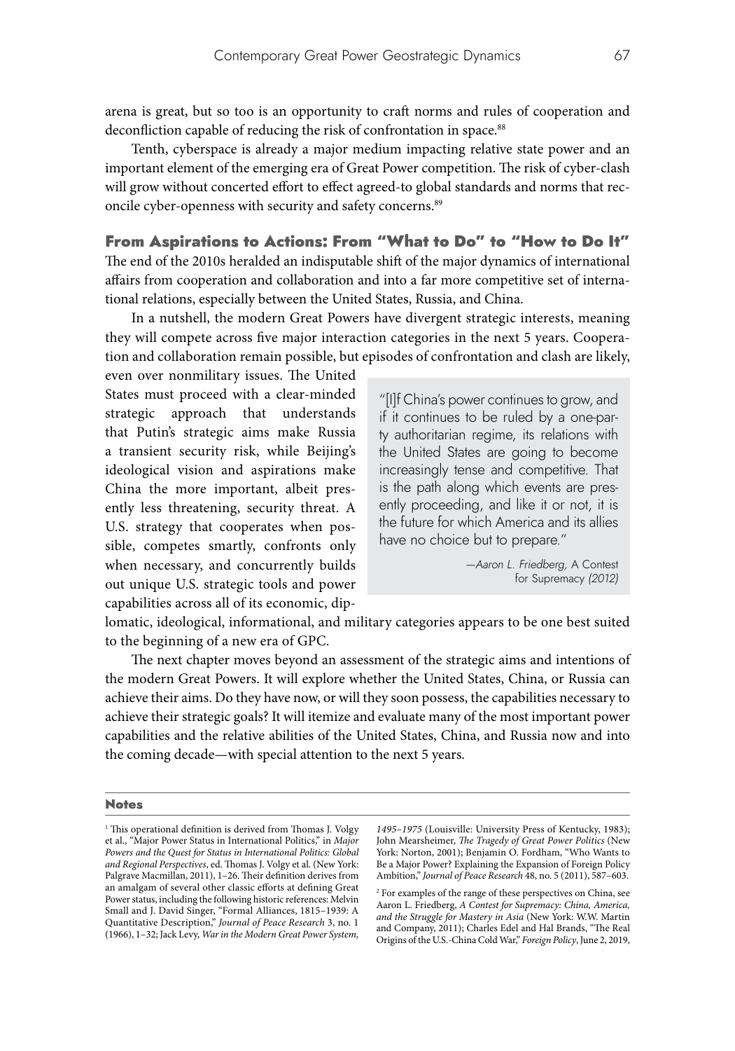arena is great, but so too is an opportunity to craft norms and rules of cooperation and deconfliction capable of reducing the risk of confrontation in space.[88]

Tenth, cyberspace is already a major medium impacting relative state power and an important element of the emerging era of Great Power competition. The risk of cyber-clash will grow without concerted effort to effect agreed-to global standards and norms that reconcile cyber-openness with security and safety concerns.[89]

## From Aspirations to Actions: From "What to Do" to "How to Do It"

The end of the 2010s heralded an indisputable shift of the major dynamics of international affairs from cooperation and collaboration and into a far more competitive set of international relations, especially between the United States, Russia, and China.

In a nutshell, the modern Great Powers have divergent strategic interests, meaning they will compete across five major interaction categories in the next 5 years. Cooperation and collaboration remain possible, but episodes of confrontation and clash are likely, even over nonmilitary issues. The United States must proceed with a clear-minded strategic approach that understands that Putin's strategic aims make Russia a transient security risk, while Beijing's ideological vision and aspirations make China the more important, albeit presently less threatening, security threat. A U.S. strategy that cooperates when possible, competes smartly, confronts only when necessary, and concurrently builds out unique U.S. strategic tools and power capabilities across all of its economic, diplomatic, ideological, informational, and military categories appears to be one best suited to the beginning of a new era of GPC.

> "[I]f China's power continues to grow, and if it continues to be ruled by a one-party authoritarian regime, its relations with the United States are going to become increasingly tense and competitive. That is the path along which events are presently proceeding, and like it or not, it is the future for which America and its allies have no choice but to prepare."
>
> —*Aaron L. Friedberg,* A Contest for Supremacy *(2012)*

The next chapter moves beyond an assessment of the strategic aims and intentions of the modern Great Powers. It will explore whether the United States, China, or Russia can achieve their aims. Do they have now, or will they soon possess, the capabilities necessary to achieve their strategic goals? It will itemize and evaluate many of the most important power capabilities and the relative abilities of the United States, China, and Russia now and into the coming decade—with special attention to the next 5 years.

### Notes

[1] This operational definition is derived from Thomas J. Volgy et al., "Major Power Status in International Politics," in *Major Powers and the Quest for Status in International Politics: Global and Regional Perspectives*, ed. Thomas J. Volgy et al. (New York: Palgrave Macmillan, 2011), 1–26. Their definition derives from an amalgam of several other classic efforts at defining Great Power status, including the following historic references: Melvin Small and J. David Singer, "Formal Alliances, 1815–1939: A Quantitative Description," *Journal of Peace Research* 3, no. 1 (1966), 1–32; Jack Levy, *War in the Modern Great Power System, 1495–1975* (Louisville: University Press of Kentucky, 1983); John Mearsheimer, *The Tragedy of Great Power Politics* (New York: Norton, 2001); Benjamin O. Fordham, "Who Wants to Be a Major Power? Explaining the Expansion of Foreign Policy Ambition," *Journal of Peace Research* 48, no. 5 (2011), 587–603.

[2] For examples of the range of these perspectives on China, see Aaron L. Friedberg, *A Contest for Supremacy: China, America, and the Struggle for Mastery in Asia* (New York: W.W. Martin and Company, 2011); Charles Edel and Hal Brands, "The Real Origins of the U.S.-China Cold War," *Foreign Policy*, June 2, 2019,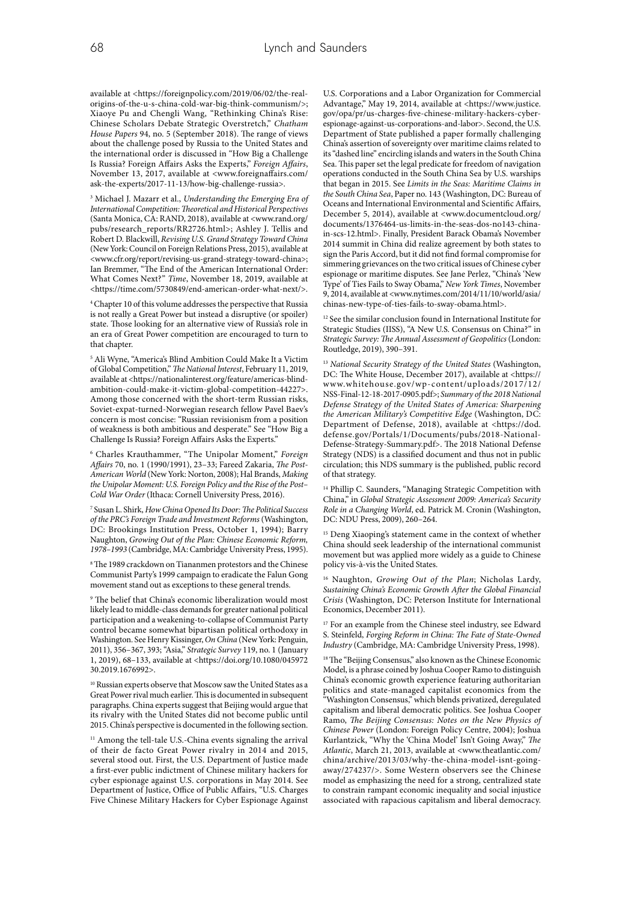available at <https://foreignpolicy.com/2019/06/02/the-real-origins-of-the-u-s-china-cold-war-big-think-communism/>; Xiaoye Pu and Chengli Wang, "Rethinking China's Rise: Chinese Scholars Debate Strategic Overstretch," *Chatham House Papers* 94, no. 5 (September 2018). The range of views about the challenge posed by Russia to the United States and the international order is discussed in "How Big a Challenge Is Russia? Foreign Affairs Asks the Experts," *Foreign Affairs*, November 13, 2017, available at <www.foreignaffairs.com/ask-the-experts/2017-11-13/how-big-challenge-russia>.

[3] Michael J. Mazarr et al., *Understanding the Emerging Era of International Competition: Theoretical and Historical Perspectives* (Santa Monica, CA: RAND, 2018), available at <www.rand.org/pubs/research_reports/RR2726.html>; Ashley J. Tellis and Robert D. Blackwill, *Revising U.S. Grand Strategy Toward China* (New York: Council on Foreign Relations Press, 2015), available at <www.cfr.org/report/revising-us-grand-strategy-toward-china>; Ian Bremmer, "The End of the American International Order: What Comes Next?" *Time*, November 18, 2019, available at <https://time.com/5730849/end-american-order-what-next/>.

[4] Chapter 10 of this volume addresses the perspective that Russia is not really a Great Power but instead a disruptive (or spoiler) state. Those looking for an alternative view of Russia's role in an era of Great Power competition are encouraged to turn to that chapter.

[5] Ali Wyne, "America's Blind Ambition Could Make It a Victim of Global Competition," *The National Interest*, February 11, 2019, available at <https://nationalinterest.org/feature/americas-blind-ambition-could-make-it-victim-global-competition-44227>. Among those concerned with the short-term Russian risks, Soviet-expat-turned-Norwegian research fellow Pavel Baev's concern is most concise: "Russian revisionism from a position of weakness is both ambitious and desperate." See "How Big a Challenge Is Russia? Foreign Affairs Asks the Experts."

[6] Charles Krauthammer, "The Unipolar Moment," *Foreign Affairs* 70, no. 1 (1990/1991), 23–33; Fareed Zakaria, *The Post-American World* (New York: Norton, 2008); Hal Brands, *Making the Unipolar Moment: U.S. Foreign Policy and the Rise of the Post–Cold War Order* (Ithaca: Cornell University Press, 2016).

[7] Susan L. Shirk, *How China Opened Its Door: The Political Success of the PRC's Foreign Trade and Investment Reforms* (Washington, DC: Brookings Institution Press, October 1, 1994); Barry Naughton, *Growing Out of the Plan: Chinese Economic Reform, 1978–1993* (Cambridge, MA: Cambridge University Press, 1995).

[8] The 1989 crackdown on Tiananmen protestors and the Chinese Communist Party's 1999 campaign to eradicate the Falun Gong movement stand out as exceptions to these general trends.

[9] The belief that China's economic liberalization would most likely lead to middle-class demands for greater national political participation and a weakening-to-collapse of Communist Party control became somewhat bipartisan political orthodoxy in Washington. See Henry Kissinger, *On China* (New York: Penguin, 2011), 356–367, 393; "Asia," *Strategic Survey* 119, no. 1 (January 1, 2019), 68–133, available at <https://doi.org/10.1080/04597230.2019.1676992>.

[10] Russian experts observe that Moscow saw the United States as a Great Power rival much earlier. This is documented in subsequent paragraphs. China experts suggest that Beijing would argue that its rivalry with the United States did not become public until 2015. China's perspective is documented in the following section.

[11] Among the tell-tale U.S.-China events signaling the arrival of their de facto Great Power rivalry in 2014 and 2015, several stood out. First, the U.S. Department of Justice made a first-ever public indictment of Chinese military hackers for cyber espionage against U.S. corporations in May 2014. See Department of Justice, Office of Public Affairs, "U.S. Charges Five Chinese Military Hackers for Cyber Espionage Against U.S. Corporations and a Labor Organization for Commercial Advantage," May 19, 2014, available at <https://www.justice.gov/opa/pr/us-charges-five-chinese-military-hackers-cyber-espionage-against-us-corporations-and-labor>. Second, the U.S. Department of State published a paper formally challenging China's assertion of sovereignty over maritime claims related to its "dashed line" encircling islands and waters in the South China Sea. This paper set the legal predicate for freedom of navigation operations conducted in the South China Sea by U.S. warships that began in 2015. See *Limits in the Seas: Maritime Claims in the South China Sea*, Paper no. 143 (Washington, DC: Bureau of Oceans and International Environmental and Scientific Affairs, December 5, 2014), available at <www.documentcloud.org/documents/1376464-us-limits-in-the-seas-dos-no143-china-in-scs-12.html>. Finally, President Barack Obama's November 2014 summit in China did realize agreement by both states to sign the Paris Accord, but it did not find formal compromise for simmering grievances on the two critical issues of Chinese cyber espionage or maritime disputes. See Jane Perlez, "China's 'New Type' of Ties Fails to Sway Obama," *New York Times*, November 9, 2014, available at <www.nytimes.com/2014/11/10/world/asia/chinas-new-type-of-ties-fails-to-sway-obama.html>.

[12] See the similar conclusion found in International Institute for Strategic Studies (IISS), "A New U.S. Consensus on China?" in *Strategic Survey: The Annual Assessment of Geopolitics* (London: Routledge, 2019), 390–391.

[13] *National Security Strategy of the United States* (Washington, DC: The White House, December 2017), available at <https://www.whitehouse.gov/wp-content/uploads/2017/12/NSS-Final-12-18-2017-0905.pdf>; *Summary of the 2018 National Defense Strategy of the United States of America: Sharpening the American Military's Competitive Edge* (Washington, DC: Department of Defense, 2018), available at <https://dod.defense.gov/Portals/1/Documents/pubs/2018-National-Defense-Strategy-Summary.pdf>. The 2018 National Defense Strategy (NDS) is a classified document and thus not in public circulation; this NDS summary is the published, public record of that strategy.

[14] Phillip C. Saunders, "Managing Strategic Competition with China," in *Global Strategic Assessment 2009: America's Security Role in a Changing World*, ed. Patrick M. Cronin (Washington, DC: NDU Press, 2009), 260–264.

[15] Deng Xiaoping's statement came in the context of whether China should seek leadership of the international communist movement but was applied more widely as a guide to Chinese policy vis-à-vis the United States.

[16] Naughton, *Growing Out of the Plan*; Nicholas Lardy, *Sustaining China's Economic Growth After the Global Financial Crisis* (Washington, DC: Peterson Institute for International Economics, December 2011).

[17] For an example from the Chinese steel industry, see Edward S. Steinfeld, *Forging Reform in China: The Fate of State-Owned Industry* (Cambridge, MA: Cambridge University Press, 1998).

[18] The "Beijing Consensus," also known as the Chinese Economic Model, is a phrase coined by Joshua Cooper Ramo to distinguish China's economic growth experience featuring authoritarian politics and state-managed capitalist economics from the "Washington Consensus," which blends privatized, deregulated capitalism and liberal democratic politics. See Joshua Cooper Ramo, *The Beijing Consensus: Notes on the New Physics of Chinese Power* (London: Foreign Policy Centre, 2004); Joshua Kurlantzick, "Why the 'China Model' Isn't Going Away," *The Atlantic*, March 21, 2013, available at <www.theatlantic.com/china/archive/2013/03/why-the-china-model-isnt-going-away/274237/>. Some Western observers see the Chinese model as emphasizing the need for a strong, centralized state to constrain rampant economic inequality and social injustice associated with rapacious capitalism and liberal democracy.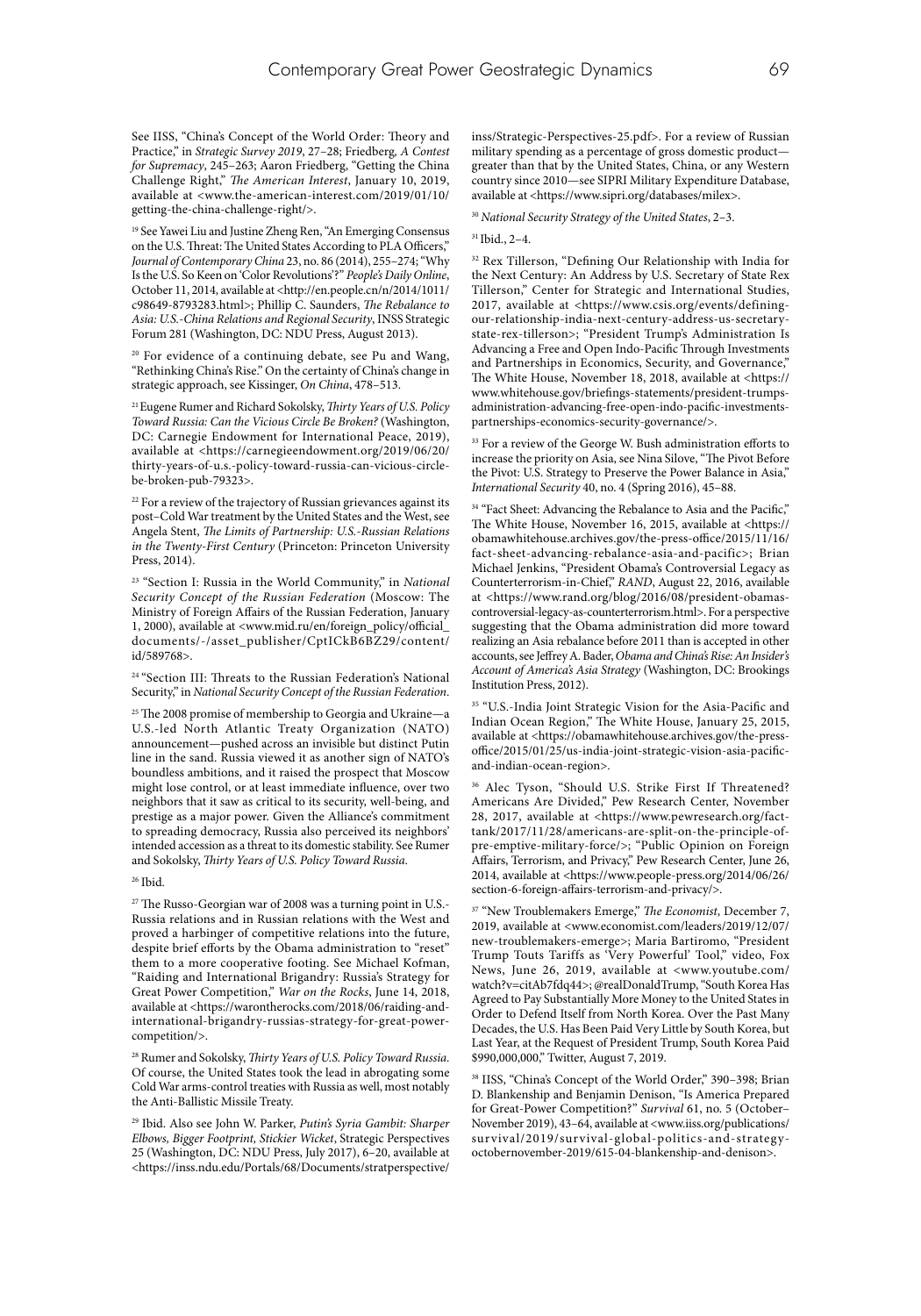See IISS, "China's Concept of the World Order: Theory and Practice," in *Strategic Survey 2019*, 27–28; Friedberg, *A Contest for Supremacy*, 245–263; Aaron Friedberg, "Getting the China Challenge Right," *The American Interest*, January 10, 2019, available at <www.the-american-interest.com/2019/01/10/getting-the-china-challenge-right/>.

[19] See Yawei Liu and Justine Zheng Ren, "An Emerging Consensus on the U.S. Threat: The United States According to PLA Officers," *Journal of Contemporary China* 23, no. 86 (2014), 255–274; "Why Is the U.S. So Keen on 'Color Revolutions'?" *People's Daily Online*, October 11, 2014, available at <http://en.people.cn/n/2014/1011/c98649-8793283.html>; Phillip C. Saunders, *The Rebalance to Asia: U.S.-China Relations and Regional Security*, INSS Strategic Forum 281 (Washington, DC: NDU Press, August 2013).

[20] For evidence of a continuing debate, see Pu and Wang, "Rethinking China's Rise." On the certainty of China's change in strategic approach, see Kissinger, *On China*, 478–513.

[21] Eugene Rumer and Richard Sokolsky, *Thirty Years of U.S. Policy Toward Russia: Can the Vicious Circle Be Broken?* (Washington, DC: Carnegie Endowment for International Peace, 2019), available at <https://carnegieendowment.org/2019/06/20/thirty-years-of-u.s.-policy-toward-russia-can-vicious-circle-be-broken-pub-79323>.

[22] For a review of the trajectory of Russian grievances against its post–Cold War treatment by the United States and the West, see Angela Stent, *The Limits of Partnership: U.S.-Russian Relations in the Twenty-First Century* (Princeton: Princeton University Press, 2014).

[23] "Section I: Russia in the World Community," in *National Security Concept of the Russian Federation* (Moscow: The Ministry of Foreign Affairs of the Russian Federation, January 1, 2000), available at <www.mid.ru/en/foreign_policy/official_documents/-/asset_publisher/CptICkB6BZ29/content/id/589768>.

[24] "Section III: Threats to the Russian Federation's National Security," in *National Security Concept of the Russian Federation*.

[25] The 2008 promise of membership to Georgia and Ukraine—a U.S.-led North Atlantic Treaty Organization (NATO) announcement—pushed across an invisible but distinct Putin line in the sand. Russia viewed it as another sign of NATO's boundless ambitions, and it raised the prospect that Moscow might lose control, or at least immediate influence, over two neighbors that it saw as critical to its security, well-being, and prestige as a major power. Given the Alliance's commitment to spreading democracy, Russia also perceived its neighbors' intended accession as a threat to its domestic stability. See Rumer and Sokolsky, *Thirty Years of U.S. Policy Toward Russia*.

[26] Ibid.

[27] The Russo-Georgian war of 2008 was a turning point in U.S.-Russia relations and in Russian relations with the West and proved a harbinger of competitive relations into the future, despite brief efforts by the Obama administration to "reset" them to a more cooperative footing. See Michael Kofman, "Raiding and International Brigandry: Russia's Strategy for Great Power Competition," *War on the Rocks*, June 14, 2018, available at <https://warontherocks.com/2018/06/raiding-and-international-brigandry-russias-strategy-for-great-power-competition/>.

[28] Rumer and Sokolsky, *Thirty Years of U.S. Policy Toward Russia*. Of course, the United States took the lead in abrogating some Cold War arms-control treaties with Russia as well, most notably the Anti-Ballistic Missile Treaty.

[29] Ibid. Also see John W. Parker, *Putin's Syria Gambit: Sharper Elbows, Bigger Footprint, Stickier Wicket*, Strategic Perspectives 25 (Washington, DC: NDU Press, July 2017), 6–20, available at <https://inss.ndu.edu/Portals/68/Documents/stratperspective/inss/Strategic-Perspectives-25.pdf>. For a review of Russian military spending as a percentage of gross domestic product—greater than that by the United States, China, or any Western country since 2010—see SIPRI Military Expenditure Database, available at <https://www.sipri.org/databases/milex>.

[30] *National Security Strategy of the United States*, 2–3.

[31] Ibid., 2–4.

[32] Rex Tillerson, "Defining Our Relationship with India for the Next Century: An Address by U.S. Secretary of State Rex Tillerson," Center for Strategic and International Studies, 2017, available at <https://www.csis.org/events/defining-our-relationship-india-next-century-address-us-secretary-state-rex-tillerson>; "President Trump's Administration Is Advancing a Free and Open Indo-Pacific Through Investments and Partnerships in Economics, Security, and Governance," The White House, November 18, 2018, available at <https://www.whitehouse.gov/briefings-statements/president-trumps-administration-advancing-free-open-indo-pacific-investments-partnerships-economics-security-governance/>.

[33] For a review of the George W. Bush administration efforts to increase the priority on Asia, see Nina Silove, "The Pivot Before the Pivot: U.S. Strategy to Preserve the Power Balance in Asia," *International Security* 40, no. 4 (Spring 2016), 45–88.

[34] "Fact Sheet: Advancing the Rebalance to Asia and the Pacific," The White House, November 16, 2015, available at <https://obamawhitehouse.archives.gov/the-press-office/2015/11/16/fact-sheet-advancing-rebalance-asia-and-pacific>; Brian Michael Jenkins, "President Obama's Controversial Legacy as Counterterrorism-in-Chief," *RAND*, August 22, 2016, available at <https://www.rand.org/blog/2016/08/president-obamas-controversial-legacy-as-counterterrorism.html>. For a perspective suggesting that the Obama administration did more toward realizing an Asia rebalance before 2011 than is accepted in other accounts, see Jeffrey A. Bader, *Obama and China's Rise: An Insider's Account of America's Asia Strategy* (Washington, DC: Brookings Institution Press, 2012).

[35] "U.S.-India Joint Strategic Vision for the Asia-Pacific and Indian Ocean Region," The White House, January 25, 2015, available at <https://obamawhitehouse.archives.gov/the-press-office/2015/01/25/us-india-joint-strategic-vision-asia-pacific-and-indian-ocean-region>.

[36] Alec Tyson, "Should U.S. Strike First If Threatened? Americans Are Divided," Pew Research Center, November 28, 2017, available at <https://www.pewresearch.org/fact-tank/2017/11/28/americans-are-split-on-the-principle-of-pre-emptive-military-force/>; "Public Opinion on Foreign Affairs, Terrorism, and Privacy," Pew Research Center, June 26, 2014, available at <https://www.people-press.org/2014/06/26/section-6-foreign-affairs-terrorism-and-privacy/>.

[37] "New Troublemakers Emerge," *The Economist*, December 7, 2019, available at <www.economist.com/leaders/2019/12/07/new-troublemakers-emerge>; Maria Bartiromo, "President Trump Touts Tariffs as 'Very Powerful' Tool," video, Fox News, June 26, 2019, available at <www.youtube.com/watch?v=citAb7fdq44>; @realDonaldTrump, "South Korea Has Agreed to Pay Substantially More Money to the United States in Order to Defend Itself from North Korea. Over the Past Many Decades, the U.S. Has Been Paid Very Little by South Korea, but Last Year, at the Request of President Trump, South Korea Paid \$990,000,000," Twitter, August 7, 2019.

[38] IISS, "China's Concept of the World Order," 390–398; Brian D. Blankenship and Benjamin Denison, "Is America Prepared for Great-Power Competition?" *Survival* 61, no. 5 (October–November 2019), 43–64, available at <www.iiss.org/publications/survival/2019/survival-global-politics-and-strategy-octobernovember-2019/615-04-blankenship-and-denison>.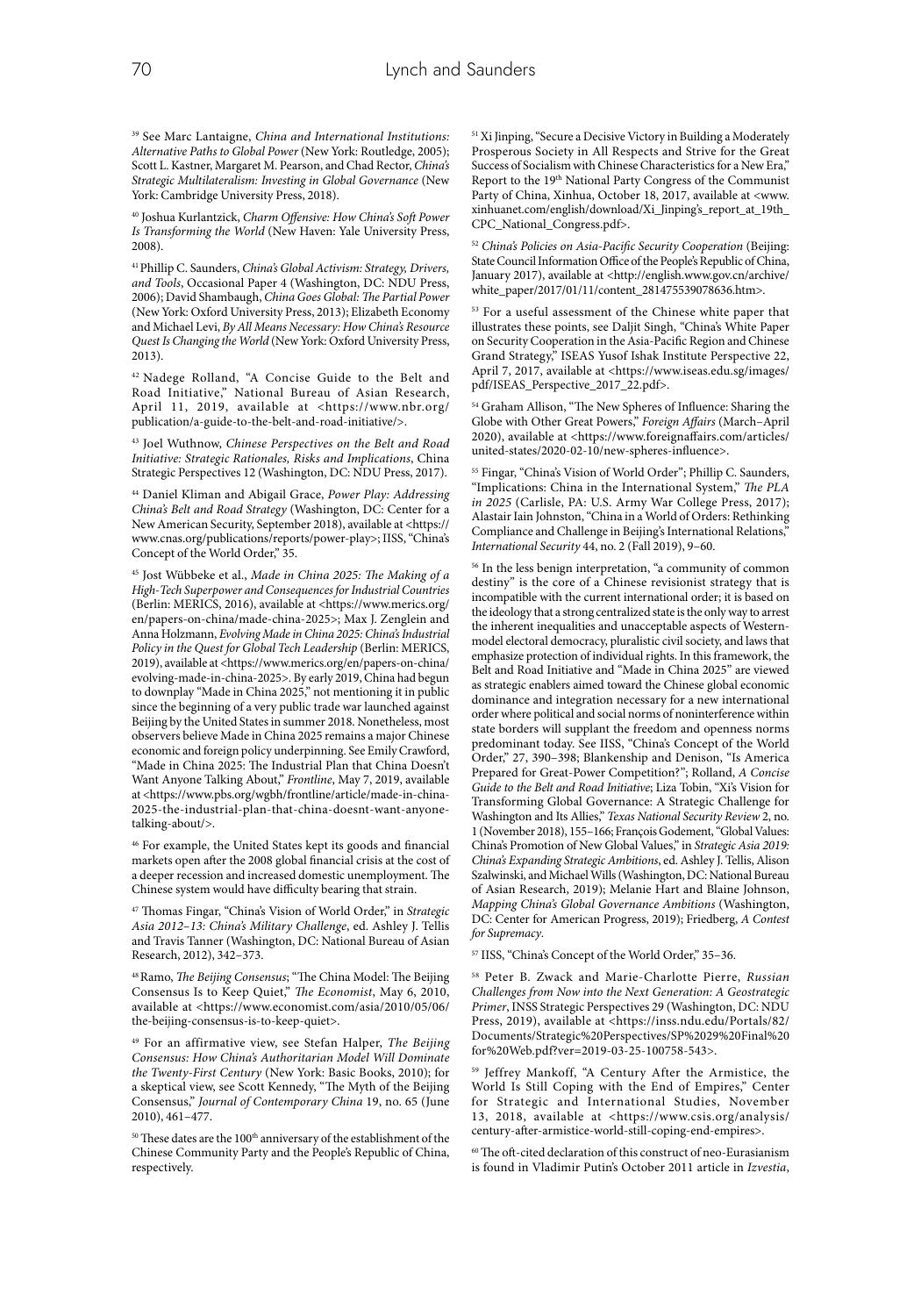[39] See Marc Lantaigne, *China and International Institutions: Alternative Paths to Global Power* (New York: Routledge, 2005); Scott L. Kastner, Margaret M. Pearson, and Chad Rector, *China's Strategic Multilateralism: Investing in Global Governance* (New York: Cambridge University Press, 2018).

[40] Joshua Kurlantzick, *Charm Offensive: How China's Soft Power Is Transforming the World* (New Haven: Yale University Press, 2008).

[41] Phillip C. Saunders, *China's Global Activism: Strategy, Drivers, and Tools*, Occasional Paper 4 (Washington, DC: NDU Press, 2006); David Shambaugh, *China Goes Global: The Partial Power* (New York: Oxford University Press, 2013); Elizabeth Economy and Michael Levi, *By All Means Necessary: How China's Resource Quest Is Changing the World* (New York: Oxford University Press, 2013).

[42] Nadege Rolland, "A Concise Guide to the Belt and Road Initiative," National Bureau of Asian Research, April 11, 2019, available at <https://www.nbr.org/publication/a-guide-to-the-belt-and-road-initiative/>.

[43] Joel Wuthnow, *Chinese Perspectives on the Belt and Road Initiative: Strategic Rationales, Risks and Implications*, China Strategic Perspectives 12 (Washington, DC: NDU Press, 2017).

[44] Daniel Kliman and Abigail Grace, *Power Play: Addressing China's Belt and Road Strategy* (Washington, DC: Center for a New American Security, September 2018), available at <https://www.cnas.org/publications/reports/power-play>; IISS, "China's Concept of the World Order," 35.

[45] Jost Wübbeke et al., *Made in China 2025: The Making of a High-Tech Superpower and Consequences for Industrial Countries* (Berlin: MERICS, 2016), available at <https://www.merics.org/en/papers-on-china/made-china-2025>; Max J. Zenglein and Anna Holzmann, *Evolving Made in China 2025: China's Industrial Policy in the Quest for Global Tech Leadership* (Berlin: MERICS, 2019), available at <https://www.merics.org/en/papers-on-china/evolving-made-in-china-2025>. By early 2019, China had begun to downplay "Made in China 2025," not mentioning it in public since the beginning of a very public trade war launched against Beijing by the United States in summer 2018. Nonetheless, most observers believe Made in China 2025 remains a major Chinese economic and foreign policy underpinning. See Emily Crawford, "Made in China 2025: The Industrial Plan that China Doesn't Want Anyone Talking About," *Frontline*, May 7, 2019, available at <https://www.pbs.org/wgbh/frontline/article/made-in-china-2025-the-industrial-plan-that-china-doesnt-want-anyone-talking-about/>.

[46] For example, the United States kept its goods and financial markets open after the 2008 global financial crisis at the cost of a deeper recession and increased domestic unemployment. The Chinese system would have difficulty bearing that strain.

[47] Thomas Fingar, "China's Vision of World Order," in *Strategic Asia 2012–13: China's Military Challenge*, ed. Ashley J. Tellis and Travis Tanner (Washington, DC: National Bureau of Asian Research, 2012), 342–373.

[48] Ramo, *The Beijing Consensus*; "The China Model: The Beijing Consensus Is to Keep Quiet," *The Economist*, May 6, 2010, available at <https://www.economist.com/asia/2010/05/06/the-beijing-consensus-is-to-keep-quiet>.

[49] For an affirmative view, see Stefan Halper, *The Beijing Consensus: How China's Authoritarian Model Will Dominate the Twenty-First Century* (New York: Basic Books, 2010); for a skeptical view, see Scott Kennedy, "The Myth of the Beijing Consensus," *Journal of Contemporary China* 19, no. 65 (June 2010), 461–477.

[50] These dates are the 100th anniversary of the establishment of the Chinese Community Party and the People's Republic of China, respectively.

[51] Xi Jinping, "Secure a Decisive Victory in Building a Moderately Prosperous Society in All Respects and Strive for the Great Success of Socialism with Chinese Characteristics for a New Era," Report to the 19th National Party Congress of the Communist Party of China, Xinhua, October 18, 2017, available at <www.xinhuanet.com/english/download/Xi_Jinping's_report_at_19th_CPC_National_Congress.pdf>.

[52] *China's Policies on Asia-Pacific Security Cooperation* (Beijing: State Council Information Office of the People's Republic of China, January 2017), available at <http://english.www.gov.cn/archive/white_paper/2017/01/11/content_281475539078636.htm>.

[53] For a useful assessment of the Chinese white paper that illustrates these points, see Daljit Singh, "China's White Paper on Security Cooperation in the Asia-Pacific Region and Chinese Grand Strategy," ISEAS Yusof Ishak Institute Perspective 22, April 7, 2017, available at <https://www.iseas.edu.sg/images/pdf/ISEAS_Perspective_2017_22.pdf>.

[54] Graham Allison, "The New Spheres of Influence: Sharing the Globe with Other Great Powers," *Foreign Affairs* (March–April 2020), available at <https://www.foreignaffairs.com/articles/united-states/2020-02-10/new-spheres-influence>.

[55] Fingar, "China's Vision of World Order"; Phillip C. Saunders, "Implications: China in the International System," *The PLA in 2025* (Carlisle, PA: U.S. Army War College Press, 2017); Alastair Iain Johnston, "China in a World of Orders: Rethinking Compliance and Challenge in Beijing's International Relations," *International Security* 44, no. 2 (Fall 2019), 9–60.

[56] In the less benign interpretation, "a community of common destiny" is the core of a Chinese revisionist strategy that is incompatible with the current international order; it is based on the ideology that a strong centralized state is the only way to arrest the inherent inequalities and unacceptable aspects of Western-model electoral democracy, pluralistic civil society, and laws that emphasize protection of individual rights. In this framework, the Belt and Road Initiative and "Made in China 2025" are viewed as strategic enablers aimed toward the Chinese global economic dominance and integration necessary for a new international order where political and social norms of noninterference within state borders will supplant the freedom and openness norms predominant today. See IISS, "China's Concept of the World Order," 27, 390–398; Blankenship and Denison, "Is America Prepared for Great-Power Competition?"; Rolland, *A Concise Guide to the Belt and Road Initiative*; Liza Tobin, "Xi's Vision for Transforming Global Governance: A Strategic Challenge for Washington and Its Allies," *Texas National Security Review* 2, no. 1 (November 2018), 155–166; François Godement, "Global Values: China's Promotion of New Global Values," in *Strategic Asia 2019: China's Expanding Strategic Ambitions*, ed. Ashley J. Tellis, Alison Szalwinski, and Michael Wills (Washington, DC: National Bureau of Asian Research, 2019); Melanie Hart and Blaine Johnson, *Mapping China's Global Governance Ambitions* (Washington, DC: Center for American Progress, 2019); Friedberg, *A Contest for Supremacy*.

[57] IISS, "China's Concept of the World Order," 35–36.

[58] Peter B. Zwack and Marie-Charlotte Pierre, *Russian Challenges from Now into the Next Generation: A Geostrategic Primer*, INSS Strategic Perspectives 29 (Washington, DC: NDU Press, 2019), available at <https://inss.ndu.edu/Portals/82/Documents/Strategic%20Perspectives/SP%2029%20Final%20for%20Web.pdf?ver=2019-03-25-100758-543>.

[59] Jeffrey Mankoff, "A Century After the Armistice, the World Is Still Coping with the End of Empires," Center for Strategic and International Studies, November 13, 2018, available at <https://www.csis.org/analysis/century-after-armistice-world-still-coping-end-empires>.

[60] The oft-cited declaration of this construct of neo-Eurasianism is found in Vladimir Putin's October 2011 article in *Izvestia*,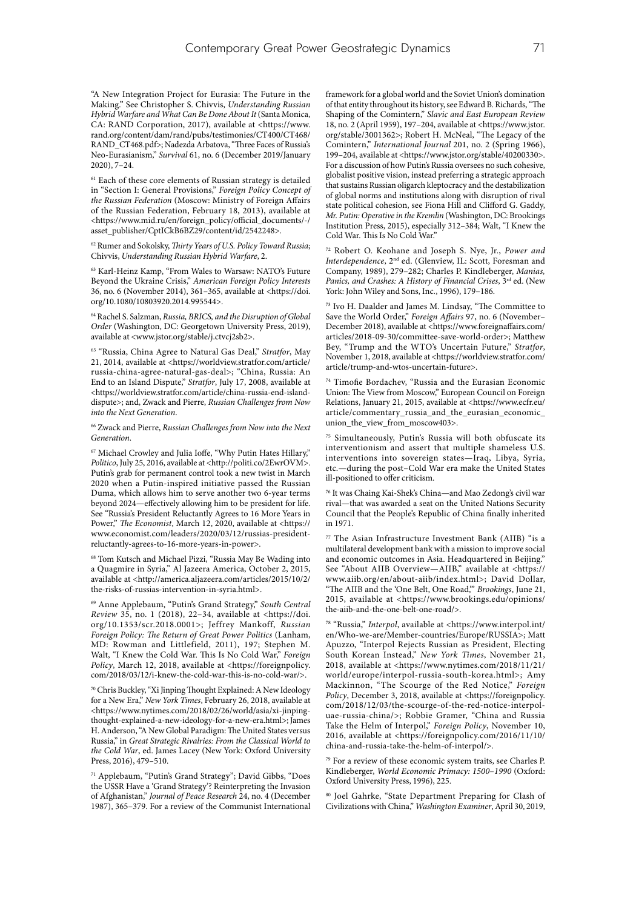"A New Integration Project for Eurasia: The Future in the Making." See Christopher S. Chivvis, *Understanding Russian Hybrid Warfare and What Can Be Done About It* (Santa Monica, CA: RAND Corporation, 2017), available at <https://www.rand.org/content/dam/rand/pubs/testimonies/CT400/CT468/RAND_CT468.pdf>; Nadezda Arbatova, "Three Faces of Russia's Neo-Eurasianism," *Survival* 61, no. 6 (December 2019/January 2020), 7–24.

[61] Each of these core elements of Russian strategy is detailed in "Section I: General Provisions," *Foreign Policy Concept of the Russian Federation* (Moscow: Ministry of Foreign Affairs of the Russian Federation, February 18, 2013), available at <https://www.mid.ru/en/foreign_policy/official_documents/-/asset_publisher/CptICkB6BZ29/content/id/2542248>.

[62] Rumer and Sokolsky, *Thirty Years of U.S. Policy Toward Russia*; Chivvis, *Understanding Russian Hybrid Warfare*, 2.

[63] Karl-Heinz Kamp, "From Wales to Warsaw: NATO's Future Beyond the Ukraine Crisis," *American Foreign Policy Interests* 36, no. 6 (November 2014), 361–365, available at <https://doi.org/10.1080/10803920.2014.995544>.

[64] Rachel S. Salzman, *Russia, BRICS, and the Disruption of Global Order* (Washington, DC: Georgetown University Press, 2019), available at <www.jstor.org/stable/j.ctvcj2sb2>.

[65] "Russia, China Agree to Natural Gas Deal," *Stratfor*, May 21, 2014, available at <https://worldview.stratfor.com/article/russia-china-agree-natural-gas-deal>; "China, Russia: An End to an Island Dispute," *Stratfor*, July 17, 2008, available at <https://worldview.stratfor.com/article/china-russia-end-island-dispute>; and, Zwack and Pierre, *Russian Challenges from Now into the Next Generation*.

[66] Zwack and Pierre, *Russian Challenges from Now into the Next Generation*.

[67] Michael Crowley and Julia Ioffe, "Why Putin Hates Hillary," *Politico*, July 25, 2016, available at <http://politi.co/2EwrOVM>. Putin's grab for permanent control took a new twist in March 2020 when a Putin-inspired initiative passed the Russian Duma, which allows him to serve another two 6-year terms beyond 2024—effectively allowing him to be president for life. See "Russia's President Reluctantly Agrees to 16 More Years in Power," *The Economist*, March 12, 2020, available at <https://www.economist.com/leaders/2020/03/12/russias-president-reluctantly-agrees-to-16-more-years-in-power>.

[68] Tom Kutsch and Michael Pizzi, "Russia May Be Wading into a Quagmire in Syria," Al Jazeera America, October 2, 2015, available at <http://america.aljazeera.com/articles/2015/10/2/the-risks-of-russias-intervention-in-syria.html>.

[69] Anne Applebaum, "Putin's Grand Strategy," *South Central Review* 35, no. 1 (2018), 22–34, available at <https://doi.org/10.1353/scr.2018.0001>; Jeffrey Mankoff, *Russian Foreign Policy: The Return of Great Power Politics* (Lanham, MD: Rowman and Littlefield, 2011), 197; Stephen M. Walt, "I Knew the Cold War. This Is No Cold War," *Foreign Policy*, March 12, 2018, available at <https://foreignpolicy.com/2018/03/12/i-knew-the-cold-war-this-is-no-cold-war/>.

[70] Chris Buckley, "Xi Jinping Thought Explained: A New Ideology for a New Era," *New York Times*, February 26, 2018, available at <https://www.nytimes.com/2018/02/26/world/asia/xi-jinping-thought-explained-a-new-ideology-for-a-new-era.html>; James H. Anderson, "A New Global Paradigm: The United States versus Russia," in *Great Strategic Rivalries: From the Classical World to the Cold War*, ed. James Lacey (New York: Oxford University Press, 2016), 479–510.

[71] Applebaum, "Putin's Grand Strategy"; David Gibbs, "Does the USSR Have a 'Grand Strategy'? Reinterpreting the Invasion of Afghanistan," *Journal of Peace Research* 24, no. 4 (December 1987), 365–379. For a review of the Communist International framework for a global world and the Soviet Union's domination of that entity throughout its history, see Edward B. Richards, "The Shaping of the Comintern," *Slavic and East European Review* 18, no. 2 (April 1959), 197–204, available at <https://www.jstor.org/stable/3001362>; Robert H. McNeal, "The Legacy of the Comintern," *International Journal* 201, no. 2 (Spring 1966), 199–204, available at <https://www.jstor.org/stable/40200330>. For a discussion of how Putin's Russia oversees no such cohesive, globalist positive vision, instead preferring a strategic approach that sustains Russian oligarch kleptocracy and the destabilization of global norms and institutions along with disruption of rival state political cohesion, see Fiona Hill and Clifford G. Gaddy, *Mr. Putin: Operative in the Kremlin* (Washington, DC: Brookings Institution Press, 2015), especially 312–384; Walt, "I Knew the Cold War. This Is No Cold War."

[72] Robert O. Keohane and Joseph S. Nye, Jr., *Power and Interdependence*, 2nd ed. (Glenview, IL: Scott, Foresman and Company, 1989), 279–282; Charles P. Kindleberger, *Manias, Panics, and Crashes: A History of Financial Crises*, 3rd ed. (New York: John Wiley and Sons, Inc., 1996), 179–186.

[73] Ivo H. Daalder and James M. Lindsay, "The Committee to Save the World Order," *Foreign Affairs* 97, no. 6 (November–December 2018), available at <https://www.foreignaffairs.com/articles/2018-09-30/committee-save-world-order>; Matthew Bey, "Trump and the WTO's Uncertain Future," *Stratfor*, November 1, 2018, available at <https://worldview.stratfor.com/article/trump-and-wtos-uncertain-future>.

[74] Timofie Bordachev, "Russia and the Eurasian Economic Union: The View from Moscow," European Council on Foreign Relations, January 21, 2015, available at <https://www.ecfr.eu/article/commentary_russia_and_the_eurasian_economic_union_the_view_from_moscow403>.

[75] Simultaneously, Putin's Russia will both obfuscate its interventionism and assert that multiple shameless U.S. interventions into sovereign states—Iraq, Libya, Syria, etc.—during the post–Cold War era make the United States ill-positioned to offer criticism.

[76] It was Chaing Kai-Shek's China—and Mao Zedong's civil war rival—that was awarded a seat on the United Nations Security Council that the People's Republic of China finally inherited in 1971.

[77] The Asian Infrastructure Investment Bank (AIIB) "is a multilateral development bank with a mission to improve social and economic outcomes in Asia. Headquartered in Beijing." See "About AIIB Overview—AIIB," available at <https://www.aiib.org/en/about-aiib/index.html>; David Dollar, "The AIIB and the 'One Belt, One Road,'" *Brookings*, June 21, 2015, available at <https://www.brookings.edu/opinions/the-aiib-and-the-one-belt-one-road/>.

[78] "Russia," *Interpol*, available at <https://www.interpol.int/en/Who-we-are/Member-countries/Europe/RUSSIA>; Matt Apuzzo, "Interpol Rejects Russian as President, Electing South Korean Instead," *New York Times*, November 21, 2018, available at <https://www.nytimes.com/2018/11/21/world/europe/interpol-russia-south-korea.html>; Amy Mackinnon, "The Scourge of the Red Notice," *Foreign Policy*, December 3, 2018, available at <https://foreignpolicy.com/2018/12/03/the-scourge-of-the-red-notice-interpol-uae-russia-china/>; Robbie Gramer, "China and Russia Take the Helm of Interpol," *Foreign Policy*, November 10, 2016, available at <https://foreignpolicy.com/2016/11/10/china-and-russia-take-the-helm-of-interpol/>.

[79] For a review of these economic system traits, see Charles P. Kindleberger, *World Economic Primacy: 1500–1990* (Oxford: Oxford University Press, 1996), 225.

[80] Joel Gahrke, "State Department Preparing for Clash of Civilizations with China," *Washington Examiner*, April 30, 2019,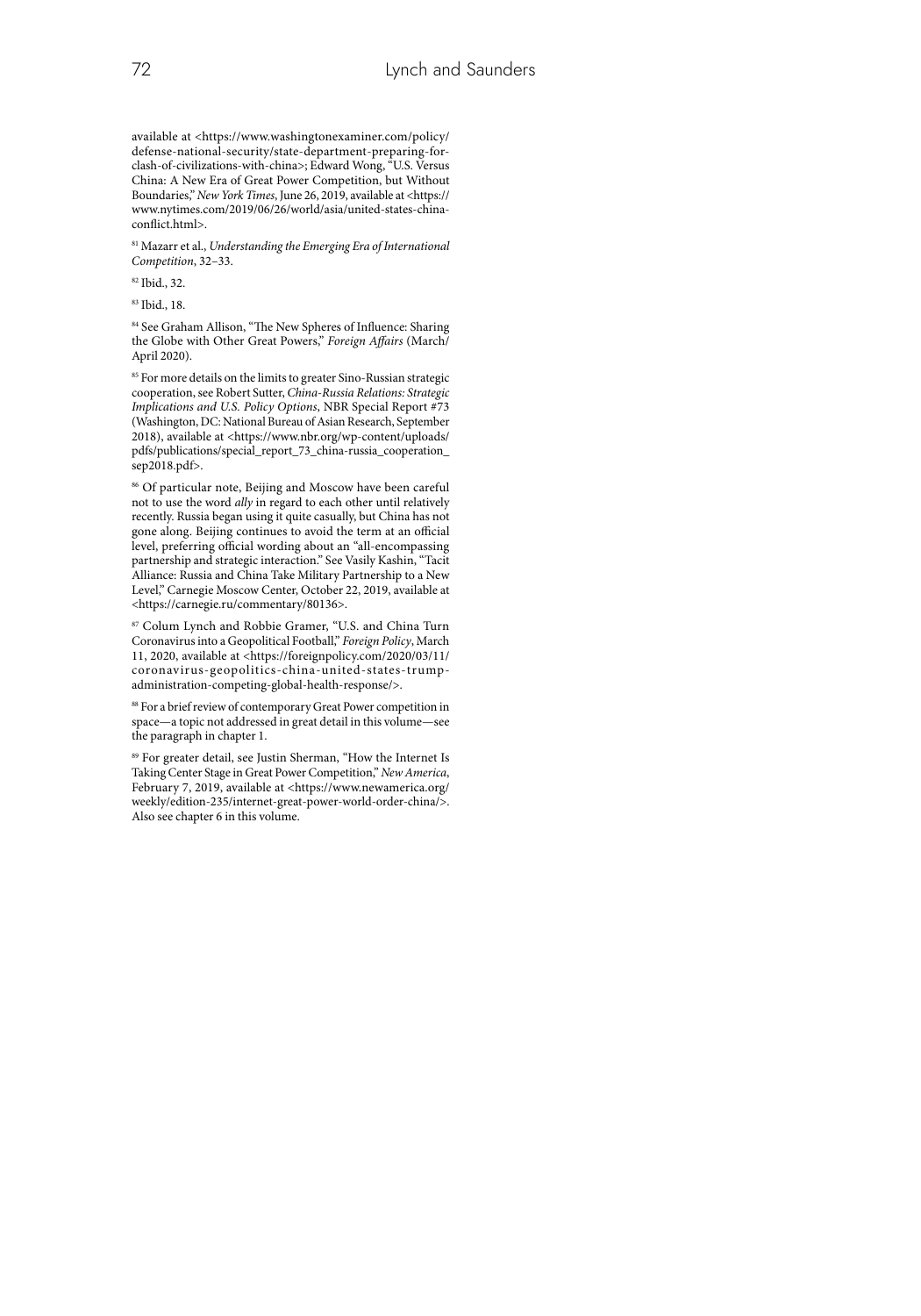available at <https://www.washingtonexaminer.com/policy/defense-national-security/state-department-preparing-for-clash-of-civilizations-with-china>; Edward Wong, "U.S. Versus China: A New Era of Great Power Competition, but Without Boundaries," *New York Times*, June 26, 2019, available at <https://www.nytimes.com/2019/06/26/world/asia/united-states-china-conflict.html>.

[81] Mazarr et al., *Understanding the Emerging Era of International Competition*, 32–33.

[82] Ibid., 32.

[83] Ibid., 18.

[84] See Graham Allison, "The New Spheres of Influence: Sharing the Globe with Other Great Powers," *Foreign Affairs* (March/April 2020).

[85] For more details on the limits to greater Sino-Russian strategic cooperation, see Robert Sutter, *China-Russia Relations: Strategic Implications and U.S. Policy Options*, NBR Special Report #73 (Washington, DC: National Bureau of Asian Research, September 2018), available at <https://www.nbr.org/wp-content/uploads/pdfs/publications/special_report_73_china-russia_cooperation_sep2018.pdf>.

[86] Of particular note, Beijing and Moscow have been careful not to use the word *ally* in regard to each other until relatively recently. Russia began using it quite casually, but China has not gone along. Beijing continues to avoid the term at an official level, preferring official wording about an "all-encompassing partnership and strategic interaction." See Vasily Kashin, "Tacit Alliance: Russia and China Take Military Partnership to a New Level," Carnegie Moscow Center, October 22, 2019, available at <https://carnegie.ru/commentary/80136>.

[87] Colum Lynch and Robbie Gramer, "U.S. and China Turn Coronavirus into a Geopolitical Football," *Foreign Policy*, March 11, 2020, available at <https://foreignpolicy.com/2020/03/11/coronavirus-geopolitics-china-united-states-trump-administration-competing-global-health-response/>.

[88] For a brief review of contemporary Great Power competition in space—a topic not addressed in great detail in this volume—see the paragraph in chapter 1.

[89] For greater detail, see Justin Sherman, "How the Internet Is Taking Center Stage in Great Power Competition," *New America*, February 7, 2019, available at <https://www.newamerica.org/weekly/edition-235/internet-great-power-world-order-china/>. Also see chapter 6 in this volume.